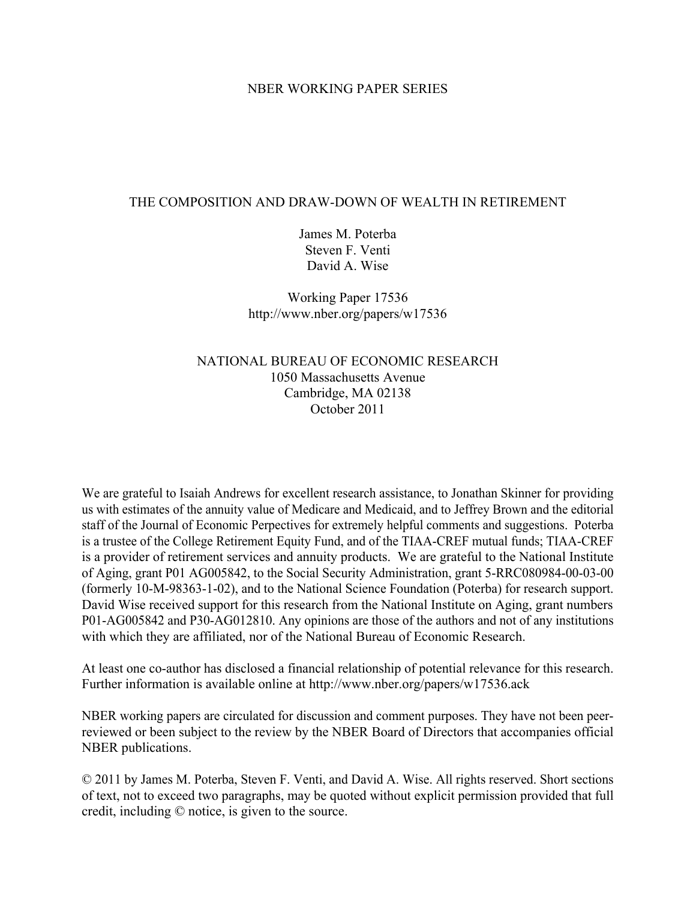NBER WORKING PAPER SERIES

# THE COMPOSITION AND DRAW-DOWN OF WEALTH IN RETIREMENT

James M. Poterba
Steven F. Venti
David A. Wise

Working Paper 17536
http://www.nber.org/papers/w17536

NATIONAL BUREAU OF ECONOMIC RESEARCH
1050 Massachusetts Avenue
Cambridge, MA 02138
October 2011

We are grateful to Isaiah Andrews for excellent research assistance, to Jonathan Skinner for providing us with estimates of the annuity value of Medicare and Medicaid, and to Jeffrey Brown and the editorial staff of the Journal of Economic Perpectives for extremely helpful comments and suggestions. Poterba is a trustee of the College Retirement Equity Fund, and of the TIAA-CREF mutual funds; TIAA-CREF is a provider of retirement services and annuity products. We are grateful to the National Institute of Aging, grant P01 AG005842, to the Social Security Administration, grant 5-RRC080984-00-03-00 (formerly 10-M-98363-1-02), and to the National Science Foundation (Poterba) for research support. David Wise received support for this research from the National Institute on Aging, grant numbers P01-AG005842 and P30-AG012810. Any opinions are those of the authors and not of any institutions with which they are affiliated, nor of the National Bureau of Economic Research.

At least one co-author has disclosed a financial relationship of potential relevance for this research. Further information is available online at http://www.nber.org/papers/w17536.ack

NBER working papers are circulated for discussion and comment purposes. They have not been peer-reviewed or been subject to the review by the NBER Board of Directors that accompanies official NBER publications.

© 2011 by James M. Poterba, Steven F. Venti, and David A. Wise. All rights reserved. Short sections of text, not to exceed two paragraphs, may be quoted without explicit permission provided that full credit, including © notice, is given to the source.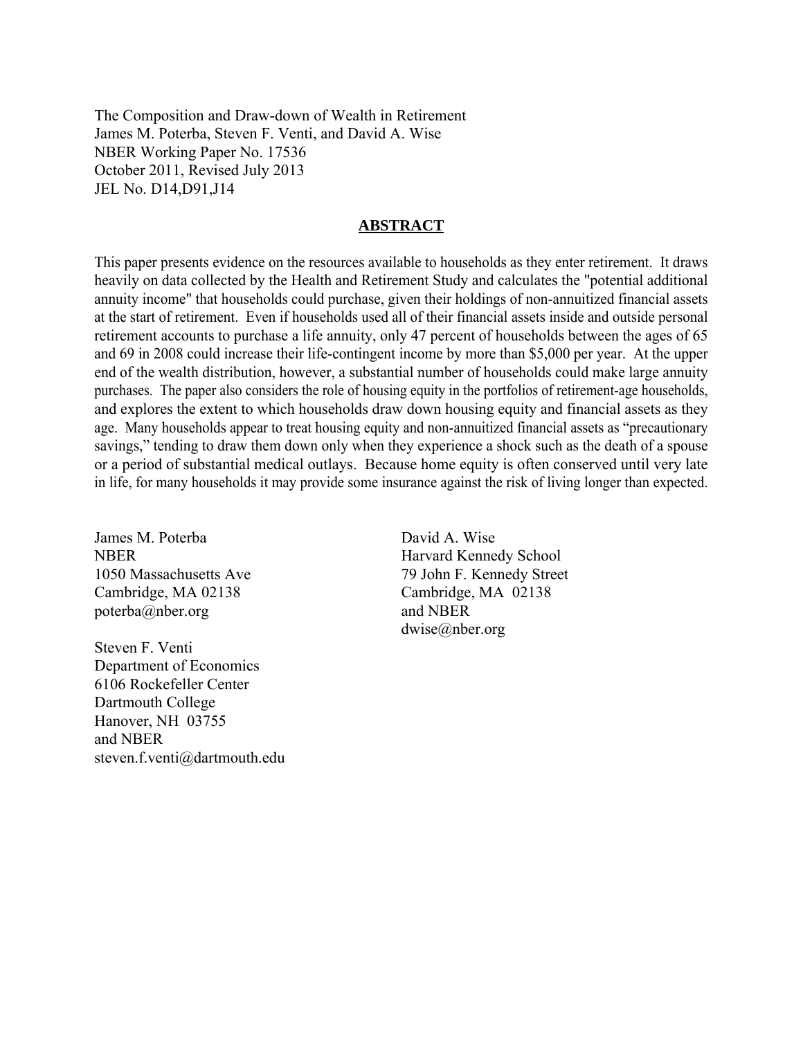The Composition and Draw-down of Wealth in Retirement
James M. Poterba, Steven F. Venti, and David A. Wise
NBER Working Paper No. 17536
October 2011, Revised July 2013
JEL No. D14,D91,J14

## ABSTRACT

This paper presents evidence on the resources available to households as they enter retirement. It draws heavily on data collected by the Health and Retirement Study and calculates the "potential additional annuity income" that households could purchase, given their holdings of non-annuitized financial assets at the start of retirement. Even if households used all of their financial assets inside and outside personal retirement accounts to purchase a life annuity, only 47 percent of households between the ages of 65 and 69 in 2008 could increase their life-contingent income by more than $5,000 per year. At the upper end of the wealth distribution, however, a substantial number of households could make large annuity purchases. The paper also considers the role of housing equity in the portfolios of retirement-age households, and explores the extent to which households draw down housing equity and financial assets as they age. Many households appear to treat housing equity and non-annuitized financial assets as "precautionary savings," tending to draw them down only when they experience a shock such as the death of a spouse or a period of substantial medical outlays. Because home equity is often conserved until very late in life, for many households it may provide some insurance against the risk of living longer than expected.

James M. Poterba
NBER
1050 Massachusetts Ave
Cambridge, MA 02138
poterba@nber.org

Steven F. Venti
Department of Economics
6106 Rockefeller Center
Dartmouth College
Hanover, NH 03755
and NBER
steven.f.venti@dartmouth.edu

David A. Wise
Harvard Kennedy School
79 John F. Kennedy Street
Cambridge, MA 02138
and NBER
dwise@nber.org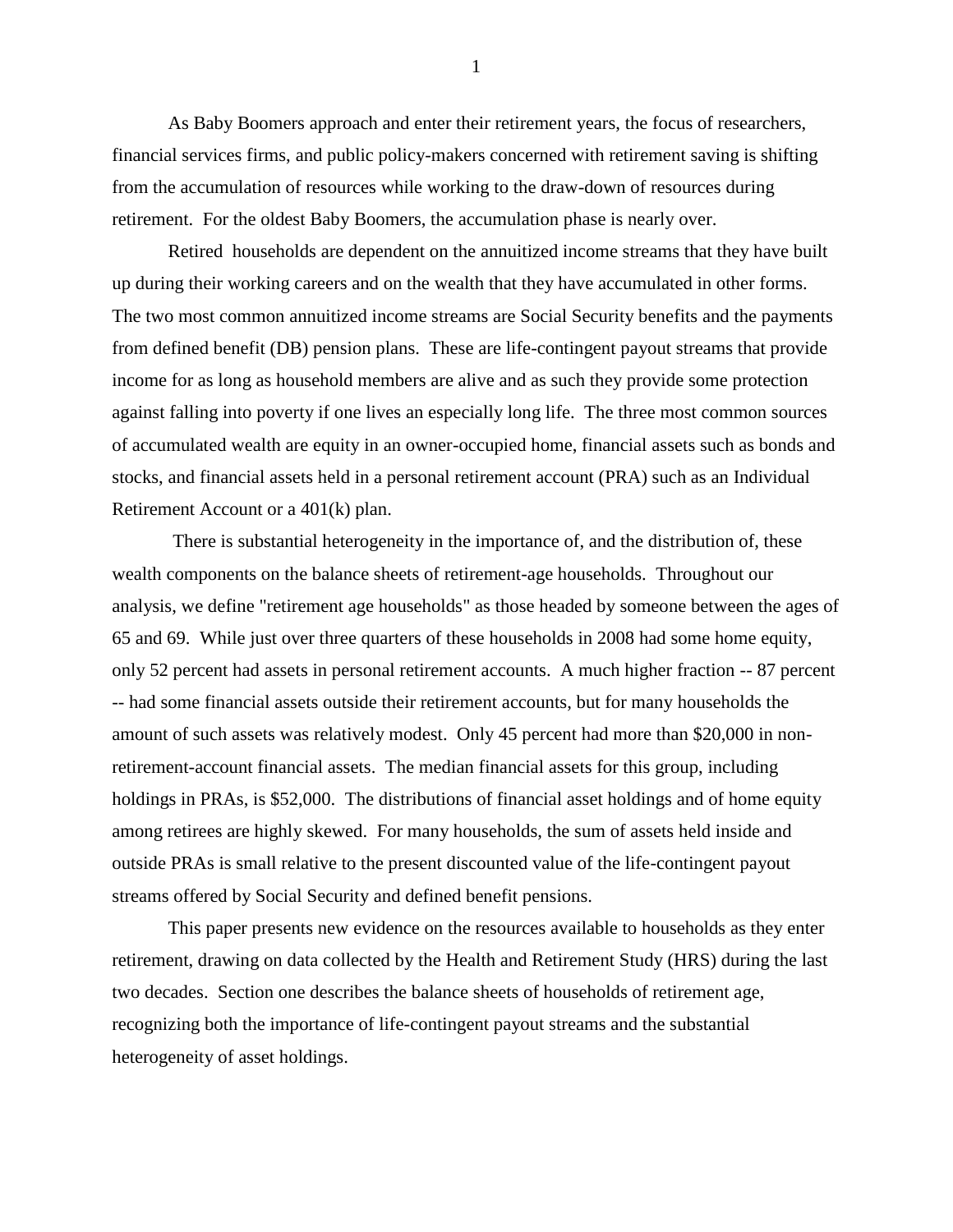As Baby Boomers approach and enter their retirement years, the focus of researchers, financial services firms, and public policy-makers concerned with retirement saving is shifting from the accumulation of resources while working to the draw-down of resources during retirement. For the oldest Baby Boomers, the accumulation phase is nearly over.

Retired households are dependent on the annuitized income streams that they have built up during their working careers and on the wealth that they have accumulated in other forms. The two most common annuitized income streams are Social Security benefits and the payments from defined benefit (DB) pension plans. These are life-contingent payout streams that provide income for as long as household members are alive and as such they provide some protection against falling into poverty if one lives an especially long life. The three most common sources of accumulated wealth are equity in an owner-occupied home, financial assets such as bonds and stocks, and financial assets held in a personal retirement account (PRA) such as an Individual Retirement Account or a 401(k) plan.

There is substantial heterogeneity in the importance of, and the distribution of, these wealth components on the balance sheets of retirement-age households. Throughout our analysis, we define "retirement age households" as those headed by someone between the ages of 65 and 69. While just over three quarters of these households in 2008 had some home equity, only 52 percent had assets in personal retirement accounts. A much higher fraction -- 87 percent -- had some financial assets outside their retirement accounts, but for many households the amount of such assets was relatively modest. Only 45 percent had more than $20,000 in non-retirement-account financial assets. The median financial assets for this group, including holdings in PRAs, is $52,000. The distributions of financial asset holdings and of home equity among retirees are highly skewed. For many households, the sum of assets held inside and outside PRAs is small relative to the present discounted value of the life-contingent payout streams offered by Social Security and defined benefit pensions.

This paper presents new evidence on the resources available to households as they enter retirement, drawing on data collected by the Health and Retirement Study (HRS) during the last two decades. Section one describes the balance sheets of households of retirement age, recognizing both the importance of life-contingent payout streams and the substantial heterogeneity of asset holdings.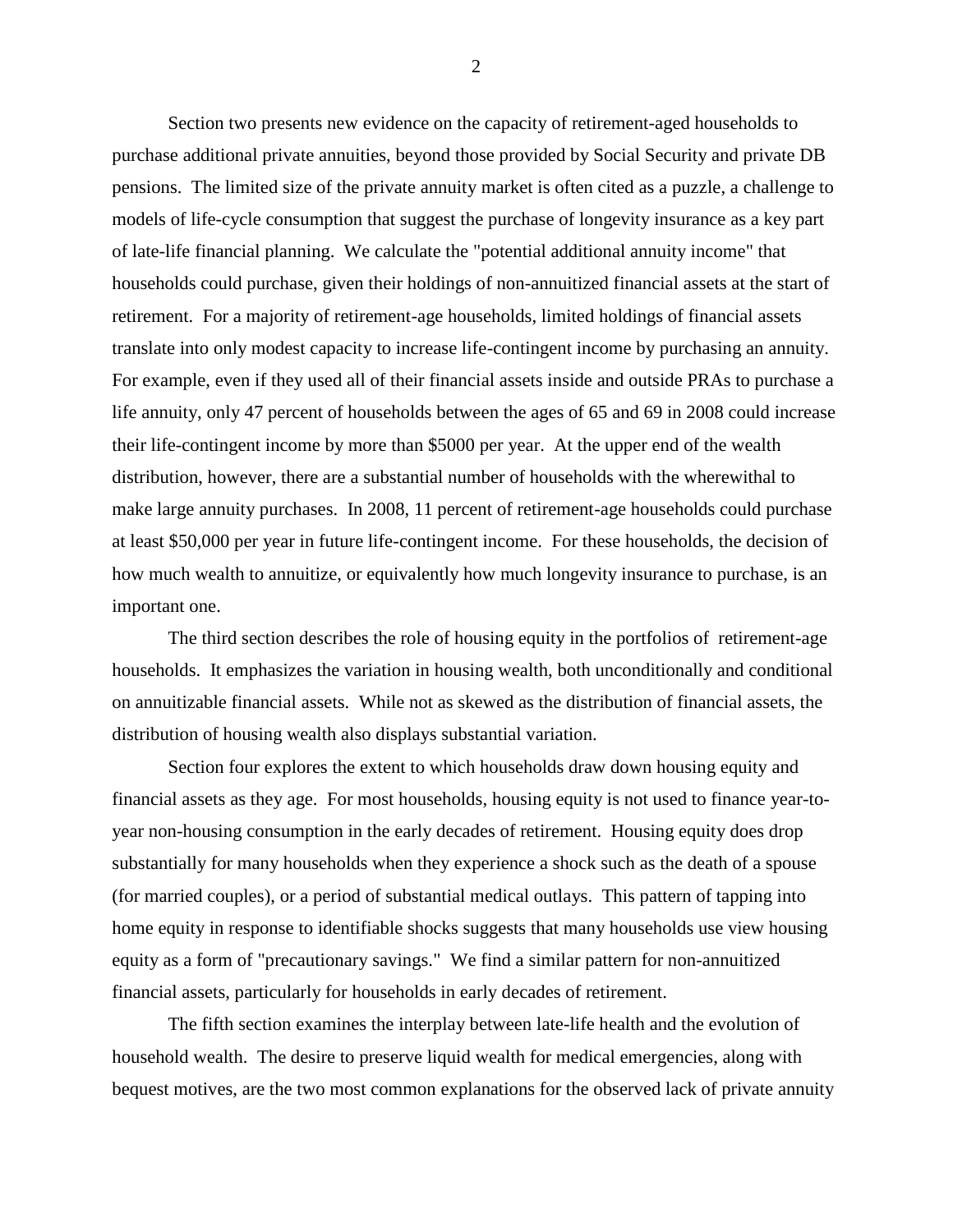Section two presents new evidence on the capacity of retirement-aged households to purchase additional private annuities, beyond those provided by Social Security and private DB pensions. The limited size of the private annuity market is often cited as a puzzle, a challenge to models of life-cycle consumption that suggest the purchase of longevity insurance as a key part of late-life financial planning. We calculate the "potential additional annuity income" that households could purchase, given their holdings of non-annuitized financial assets at the start of retirement. For a majority of retirement-age households, limited holdings of financial assets translate into only modest capacity to increase life-contingent income by purchasing an annuity. For example, even if they used all of their financial assets inside and outside PRAs to purchase a life annuity, only 47 percent of households between the ages of 65 and 69 in 2008 could increase their life-contingent income by more than $5000 per year. At the upper end of the wealth distribution, however, there are a substantial number of households with the wherewithal to make large annuity purchases. In 2008, 11 percent of retirement-age households could purchase at least $50,000 per year in future life-contingent income. For these households, the decision of how much wealth to annuitize, or equivalently how much longevity insurance to purchase, is an important one.

The third section describes the role of housing equity in the portfolios of retirement-age households. It emphasizes the variation in housing wealth, both unconditionally and conditional on annuitizable financial assets. While not as skewed as the distribution of financial assets, the distribution of housing wealth also displays substantial variation.

Section four explores the extent to which households draw down housing equity and financial assets as they age. For most households, housing equity is not used to finance year-to-year non-housing consumption in the early decades of retirement. Housing equity does drop substantially for many households when they experience a shock such as the death of a spouse (for married couples), or a period of substantial medical outlays. This pattern of tapping into home equity in response to identifiable shocks suggests that many households use view housing equity as a form of "precautionary savings." We find a similar pattern for non-annuitized financial assets, particularly for households in early decades of retirement.

The fifth section examines the interplay between late-life health and the evolution of household wealth. The desire to preserve liquid wealth for medical emergencies, along with bequest motives, are the two most common explanations for the observed lack of private annuity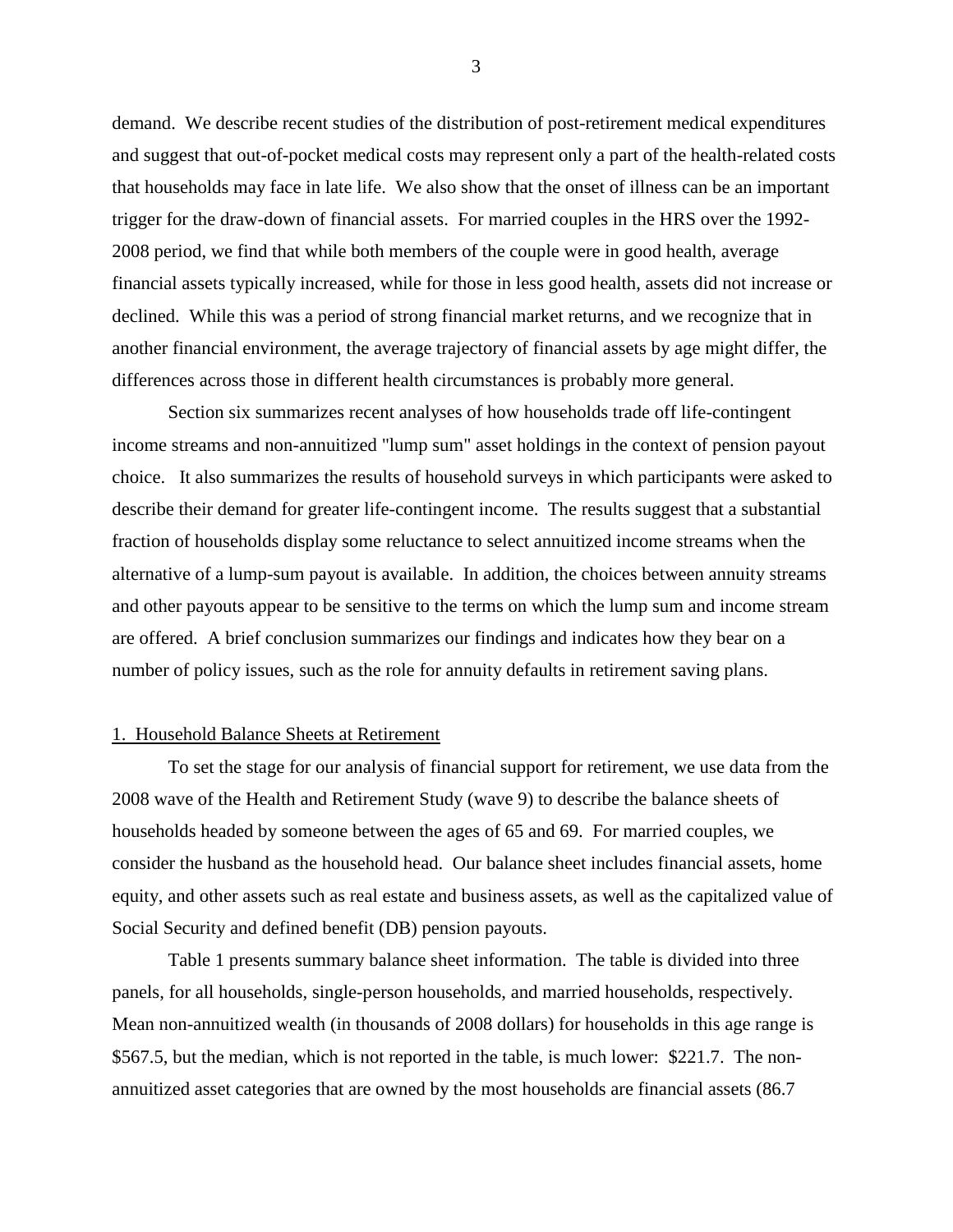demand. We describe recent studies of the distribution of post-retirement medical expenditures and suggest that out-of-pocket medical costs may represent only a part of the health-related costs that households may face in late life. We also show that the onset of illness can be an important trigger for the draw-down of financial assets. For married couples in the HRS over the 1992-2008 period, we find that while both members of the couple were in good health, average financial assets typically increased, while for those in less good health, assets did not increase or declined. While this was a period of strong financial market returns, and we recognize that in another financial environment, the average trajectory of financial assets by age might differ, the differences across those in different health circumstances is probably more general.

Section six summarizes recent analyses of how households trade off life-contingent income streams and non-annuitized "lump sum" asset holdings in the context of pension payout choice. It also summarizes the results of household surveys in which participants were asked to describe their demand for greater life-contingent income. The results suggest that a substantial fraction of households display some reluctance to select annuitized income streams when the alternative of a lump-sum payout is available. In addition, the choices between annuity streams and other payouts appear to be sensitive to the terms on which the lump sum and income stream are offered. A brief conclusion summarizes our findings and indicates how they bear on a number of policy issues, such as the role for annuity defaults in retirement saving plans.

## 1. Household Balance Sheets at Retirement

To set the stage for our analysis of financial support for retirement, we use data from the 2008 wave of the Health and Retirement Study (wave 9) to describe the balance sheets of households headed by someone between the ages of 65 and 69. For married couples, we consider the husband as the household head. Our balance sheet includes financial assets, home equity, and other assets such as real estate and business assets, as well as the capitalized value of Social Security and defined benefit (DB) pension payouts.

Table 1 presents summary balance sheet information. The table is divided into three panels, for all households, single-person households, and married households, respectively. Mean non-annuitized wealth (in thousands of 2008 dollars) for households in this age range is \$567.5, but the median, which is not reported in the table, is much lower: \$221.7. The non-annuitized asset categories that are owned by the most households are financial assets (86.7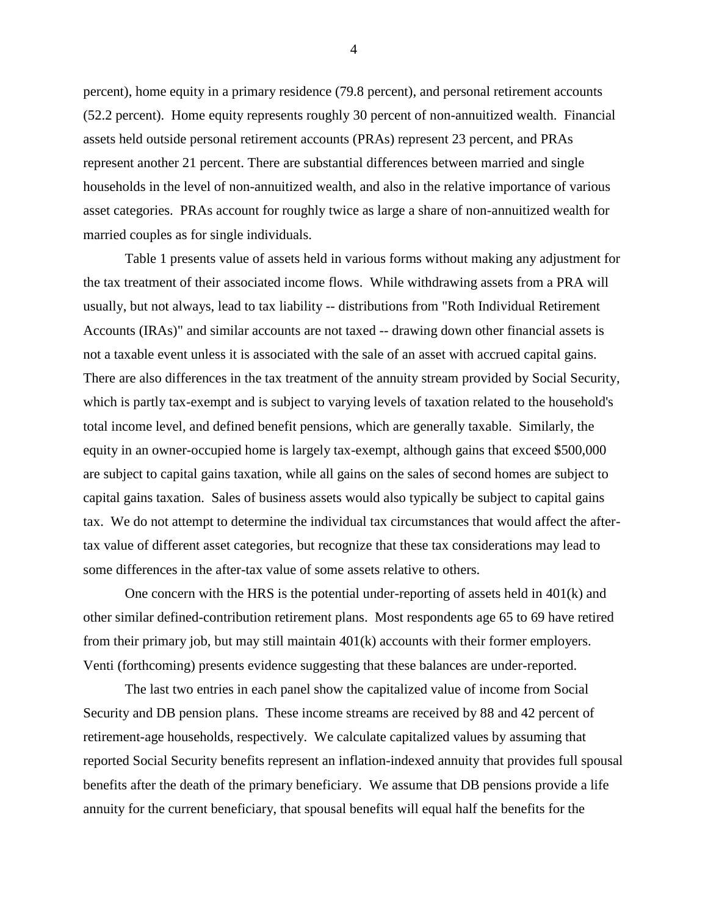percent), home equity in a primary residence (79.8 percent), and personal retirement accounts (52.2 percent). Home equity represents roughly 30 percent of non-annuitized wealth. Financial assets held outside personal retirement accounts (PRAs) represent 23 percent, and PRAs represent another 21 percent. There are substantial differences between married and single households in the level of non-annuitized wealth, and also in the relative importance of various asset categories. PRAs account for roughly twice as large a share of non-annuitized wealth for married couples as for single individuals.

Table 1 presents value of assets held in various forms without making any adjustment for the tax treatment of their associated income flows. While withdrawing assets from a PRA will usually, but not always, lead to tax liability -- distributions from "Roth Individual Retirement Accounts (IRAs)" and similar accounts are not taxed -- drawing down other financial assets is not a taxable event unless it is associated with the sale of an asset with accrued capital gains. There are also differences in the tax treatment of the annuity stream provided by Social Security, which is partly tax-exempt and is subject to varying levels of taxation related to the household's total income level, and defined benefit pensions, which are generally taxable. Similarly, the equity in an owner-occupied home is largely tax-exempt, although gains that exceed $500,000 are subject to capital gains taxation, while all gains on the sales of second homes are subject to capital gains taxation. Sales of business assets would also typically be subject to capital gains tax. We do not attempt to determine the individual tax circumstances that would affect the after-tax value of different asset categories, but recognize that these tax considerations may lead to some differences in the after-tax value of some assets relative to others.

One concern with the HRS is the potential under-reporting of assets held in 401(k) and other similar defined-contribution retirement plans. Most respondents age 65 to 69 have retired from their primary job, but may still maintain 401(k) accounts with their former employers. Venti (forthcoming) presents evidence suggesting that these balances are under-reported.

The last two entries in each panel show the capitalized value of income from Social Security and DB pension plans. These income streams are received by 88 and 42 percent of retirement-age households, respectively. We calculate capitalized values by assuming that reported Social Security benefits represent an inflation-indexed annuity that provides full spousal benefits after the death of the primary beneficiary. We assume that DB pensions provide a life annuity for the current beneficiary, that spousal benefits will equal half the benefits for the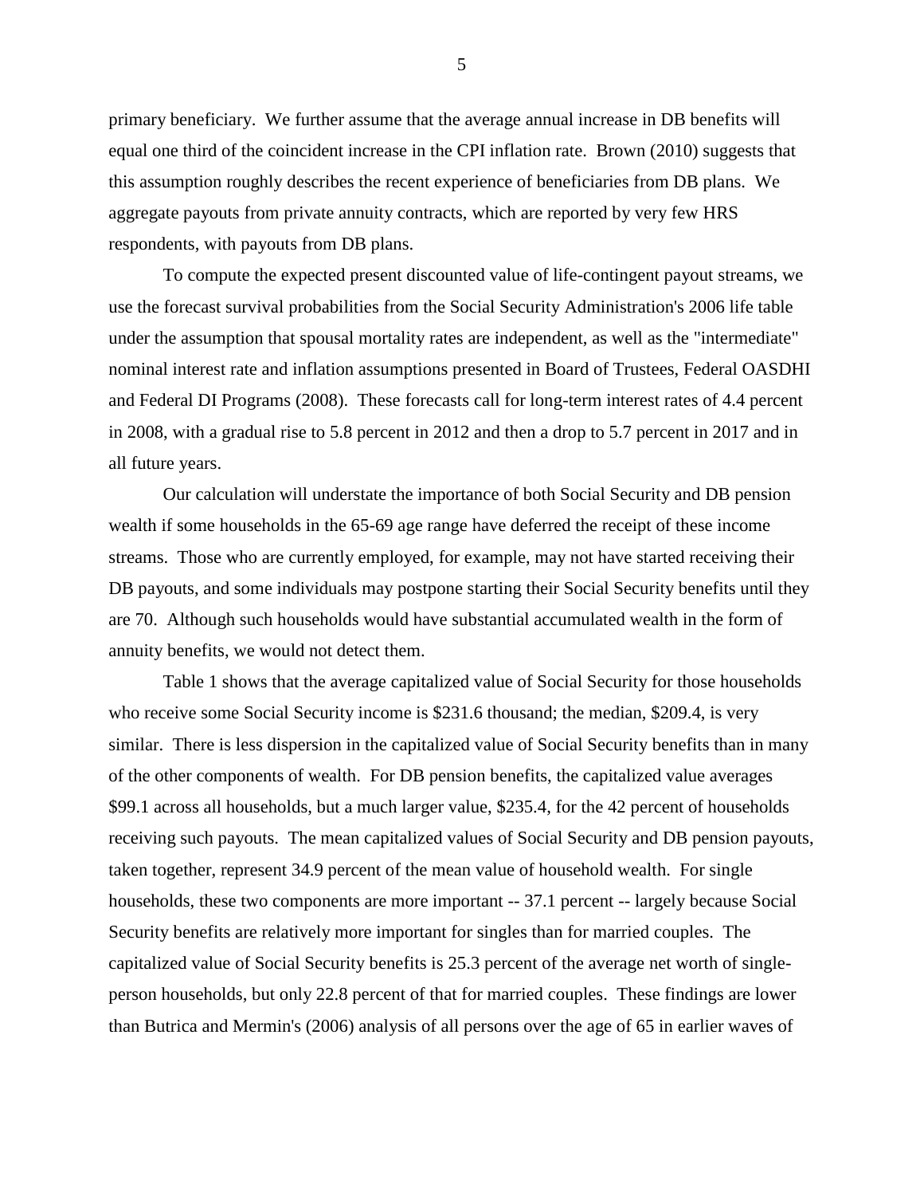primary beneficiary. We further assume that the average annual increase in DB benefits will equal one third of the coincident increase in the CPI inflation rate. Brown (2010) suggests that this assumption roughly describes the recent experience of beneficiaries from DB plans. We aggregate payouts from private annuity contracts, which are reported by very few HRS respondents, with payouts from DB plans.

To compute the expected present discounted value of life-contingent payout streams, we use the forecast survival probabilities from the Social Security Administration's 2006 life table under the assumption that spousal mortality rates are independent, as well as the "intermediate" nominal interest rate and inflation assumptions presented in Board of Trustees, Federal OASDHI and Federal DI Programs (2008). These forecasts call for long-term interest rates of 4.4 percent in 2008, with a gradual rise to 5.8 percent in 2012 and then a drop to 5.7 percent in 2017 and in all future years.

Our calculation will understate the importance of both Social Security and DB pension wealth if some households in the 65-69 age range have deferred the receipt of these income streams. Those who are currently employed, for example, may not have started receiving their DB payouts, and some individuals may postpone starting their Social Security benefits until they are 70. Although such households would have substantial accumulated wealth in the form of annuity benefits, we would not detect them.

Table 1 shows that the average capitalized value of Social Security for those households who receive some Social Security income is $231.6 thousand; the median, $209.4, is very similar. There is less dispersion in the capitalized value of Social Security benefits than in many of the other components of wealth. For DB pension benefits, the capitalized value averages $99.1 across all households, but a much larger value, $235.4, for the 42 percent of households receiving such payouts. The mean capitalized values of Social Security and DB pension payouts, taken together, represent 34.9 percent of the mean value of household wealth. For single households, these two components are more important -- 37.1 percent -- largely because Social Security benefits are relatively more important for singles than for married couples. The capitalized value of Social Security benefits is 25.3 percent of the average net worth of single-person households, but only 22.8 percent of that for married couples. These findings are lower than Butrica and Mermin's (2006) analysis of all persons over the age of 65 in earlier waves of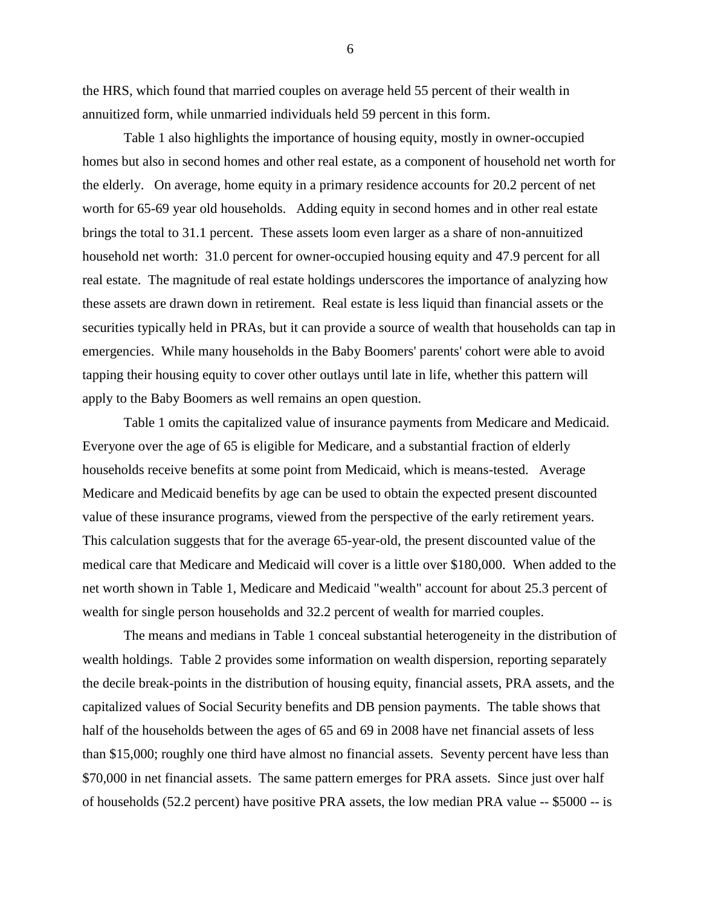the HRS, which found that married couples on average held 55 percent of their wealth in annuitized form, while unmarried individuals held 59 percent in this form.

Table 1 also highlights the importance of housing equity, mostly in owner-occupied homes but also in second homes and other real estate, as a component of household net worth for the elderly. On average, home equity in a primary residence accounts for 20.2 percent of net worth for 65-69 year old households. Adding equity in second homes and in other real estate brings the total to 31.1 percent. These assets loom even larger as a share of non-annuitized household net worth: 31.0 percent for owner-occupied housing equity and 47.9 percent for all real estate. The magnitude of real estate holdings underscores the importance of analyzing how these assets are drawn down in retirement. Real estate is less liquid than financial assets or the securities typically held in PRAs, but it can provide a source of wealth that households can tap in emergencies. While many households in the Baby Boomers' parents' cohort were able to avoid tapping their housing equity to cover other outlays until late in life, whether this pattern will apply to the Baby Boomers as well remains an open question.

Table 1 omits the capitalized value of insurance payments from Medicare and Medicaid. Everyone over the age of 65 is eligible for Medicare, and a substantial fraction of elderly households receive benefits at some point from Medicaid, which is means-tested. Average Medicare and Medicaid benefits by age can be used to obtain the expected present discounted value of these insurance programs, viewed from the perspective of the early retirement years. This calculation suggests that for the average 65-year-old, the present discounted value of the medical care that Medicare and Medicaid will cover is a little over $180,000. When added to the net worth shown in Table 1, Medicare and Medicaid "wealth" account for about 25.3 percent of wealth for single person households and 32.2 percent of wealth for married couples.

The means and medians in Table 1 conceal substantial heterogeneity in the distribution of wealth holdings. Table 2 provides some information on wealth dispersion, reporting separately the decile break-points in the distribution of housing equity, financial assets, PRA assets, and the capitalized values of Social Security benefits and DB pension payments. The table shows that half of the households between the ages of 65 and 69 in 2008 have net financial assets of less than $15,000; roughly one third have almost no financial assets. Seventy percent have less than $70,000 in net financial assets. The same pattern emerges for PRA assets. Since just over half of households (52.2 percent) have positive PRA assets, the low median PRA value -- $5000 -- is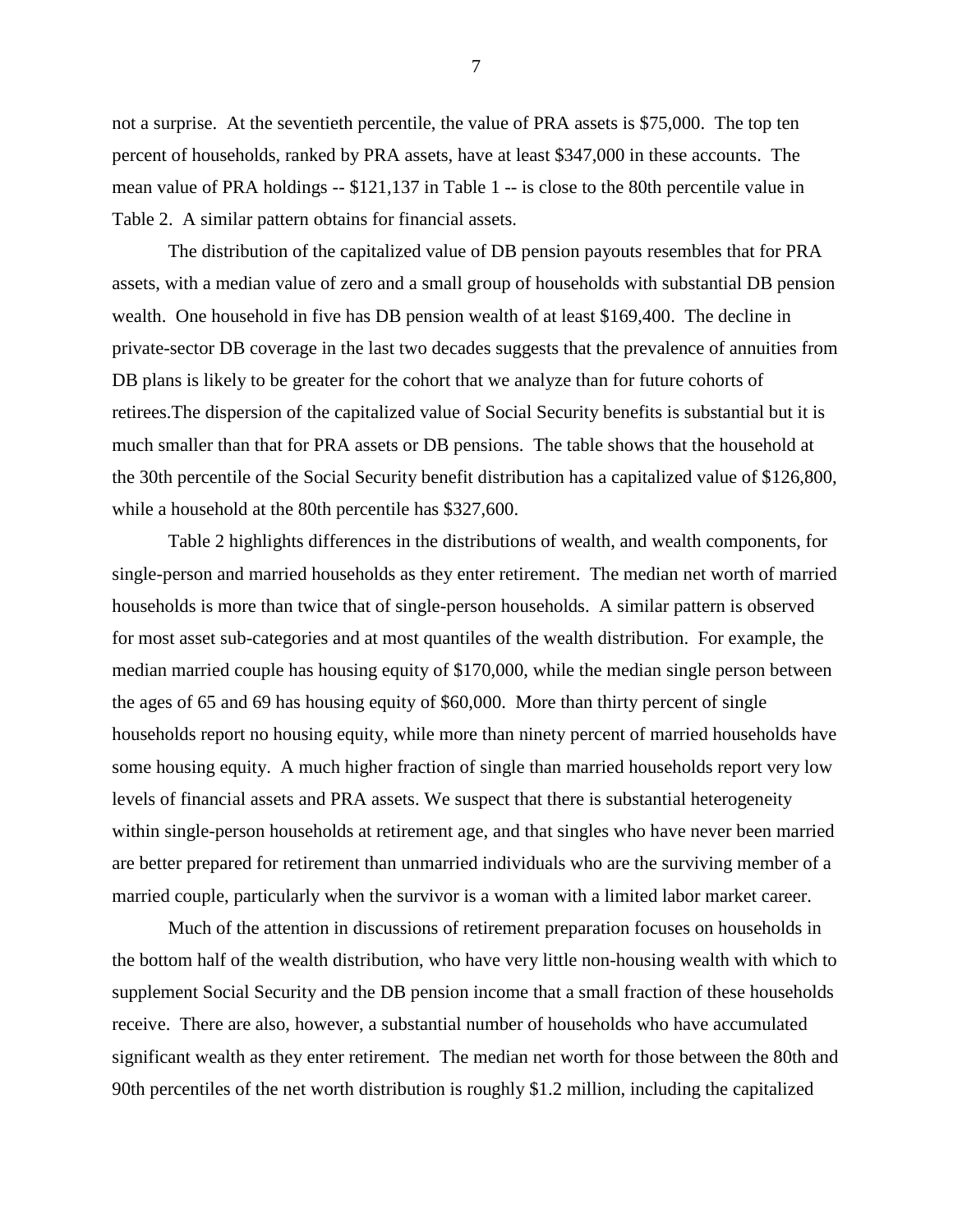not a surprise. At the seventieth percentile, the value of PRA assets is $75,000. The top ten percent of households, ranked by PRA assets, have at least $347,000 in these accounts. The mean value of PRA holdings -- $121,137 in Table 1 -- is close to the 80th percentile value in Table 2. A similar pattern obtains for financial assets.

The distribution of the capitalized value of DB pension payouts resembles that for PRA assets, with a median value of zero and a small group of households with substantial DB pension wealth. One household in five has DB pension wealth of at least $169,400. The decline in private-sector DB coverage in the last two decades suggests that the prevalence of annuities from DB plans is likely to be greater for the cohort that we analyze than for future cohorts of retirees.The dispersion of the capitalized value of Social Security benefits is substantial but it is much smaller than that for PRA assets or DB pensions. The table shows that the household at the 30th percentile of the Social Security benefit distribution has a capitalized value of $126,800, while a household at the 80th percentile has $327,600.

Table 2 highlights differences in the distributions of wealth, and wealth components, for single-person and married households as they enter retirement. The median net worth of married households is more than twice that of single-person households. A similar pattern is observed for most asset sub-categories and at most quantiles of the wealth distribution. For example, the median married couple has housing equity of $170,000, while the median single person between the ages of 65 and 69 has housing equity of $60,000. More than thirty percent of single households report no housing equity, while more than ninety percent of married households have some housing equity. A much higher fraction of single than married households report very low levels of financial assets and PRA assets. We suspect that there is substantial heterogeneity within single-person households at retirement age, and that singles who have never been married are better prepared for retirement than unmarried individuals who are the surviving member of a married couple, particularly when the survivor is a woman with a limited labor market career.

Much of the attention in discussions of retirement preparation focuses on households in the bottom half of the wealth distribution, who have very little non-housing wealth with which to supplement Social Security and the DB pension income that a small fraction of these households receive. There are also, however, a substantial number of households who have accumulated significant wealth as they enter retirement. The median net worth for those between the 80th and 90th percentiles of the net worth distribution is roughly $1.2 million, including the capitalized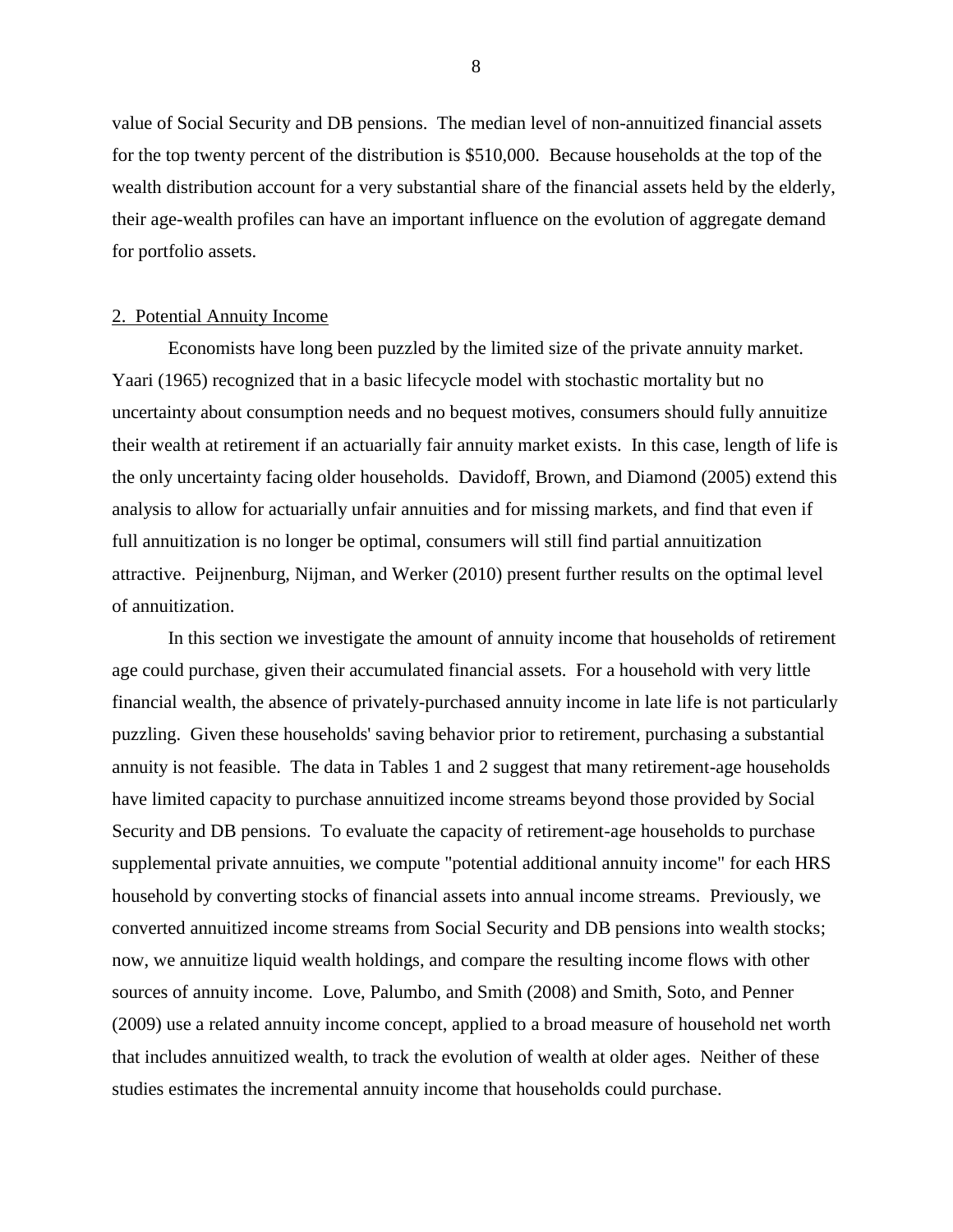value of Social Security and DB pensions. The median level of non-annuitized financial assets for the top twenty percent of the distribution is $510,000. Because households at the top of the wealth distribution account for a very substantial share of the financial assets held by the elderly, their age-wealth profiles can have an important influence on the evolution of aggregate demand for portfolio assets.

## 2. Potential Annuity Income

Economists have long been puzzled by the limited size of the private annuity market. Yaari (1965) recognized that in a basic lifecycle model with stochastic mortality but no uncertainty about consumption needs and no bequest motives, consumers should fully annuitize their wealth at retirement if an actuarially fair annuity market exists. In this case, length of life is the only uncertainty facing older households. Davidoff, Brown, and Diamond (2005) extend this analysis to allow for actuarially unfair annuities and for missing markets, and find that even if full annuitization is no longer be optimal, consumers will still find partial annuitization attractive. Peijnenburg, Nijman, and Werker (2010) present further results on the optimal level of annuitization.

In this section we investigate the amount of annuity income that households of retirement age could purchase, given their accumulated financial assets. For a household with very little financial wealth, the absence of privately-purchased annuity income in late life is not particularly puzzling. Given these households' saving behavior prior to retirement, purchasing a substantial annuity is not feasible. The data in Tables 1 and 2 suggest that many retirement-age households have limited capacity to purchase annuitized income streams beyond those provided by Social Security and DB pensions. To evaluate the capacity of retirement-age households to purchase supplemental private annuities, we compute "potential additional annuity income" for each HRS household by converting stocks of financial assets into annual income streams. Previously, we converted annuitized income streams from Social Security and DB pensions into wealth stocks; now, we annuitize liquid wealth holdings, and compare the resulting income flows with other sources of annuity income. Love, Palumbo, and Smith (2008) and Smith, Soto, and Penner (2009) use a related annuity income concept, applied to a broad measure of household net worth that includes annuitized wealth, to track the evolution of wealth at older ages. Neither of these studies estimates the incremental annuity income that households could purchase.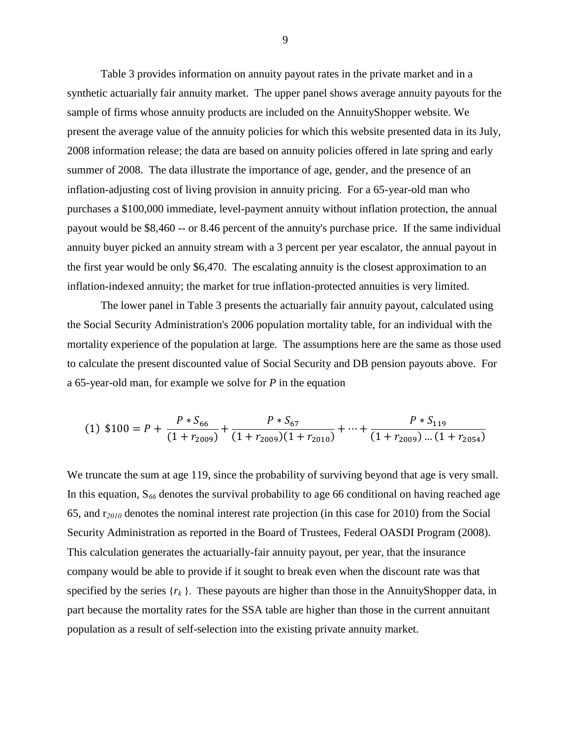Table 3 provides information on annuity payout rates in the private market and in a synthetic actuarially fair annuity market. The upper panel shows average annuity payouts for the sample of firms whose annuity products are included on the AnnuityShopper website. We present the average value of the annuity policies for which this website presented data in its July, 2008 information release; the data are based on annuity policies offered in late spring and early summer of 2008. The data illustrate the importance of age, gender, and the presence of an inflation-adjusting cost of living provision in annuity pricing. For a 65-year-old man who purchases a \$100,000 immediate, level-payment annuity without inflation protection, the annual payout would be \$8,460 -- or 8.46 percent of the annuity's purchase price. If the same individual annuity buyer picked an annuity stream with a 3 percent per year escalator, the annual payout in the first year would be only \$6,470. The escalating annuity is the closest approximation to an inflation-indexed annuity; the market for true inflation-protected annuities is very limited.

The lower panel in Table 3 presents the actuarially fair annuity payout, calculated using the Social Security Administration's 2006 population mortality table, for an individual with the mortality experience of the population at large. The assumptions here are the same as those used to calculate the present discounted value of Social Security and DB pension payouts above. For a 65-year-old man, for example we solve for *P* in the equation

$$(1)\ \$100 = P + \frac{P * S_{66}}{(1 + r_{2009})} + \frac{P * S_{67}}{(1 + r_{2009})(1 + r_{2010})} + \cdots + \frac{P * S_{119}}{(1 + r_{2009}) \ldots (1 + r_{2054})}$$

We truncate the sum at age 119, since the probability of surviving beyond that age is very small. In this equation, $S_{66}$ denotes the survival probability to age 66 conditional on having reached age 65, and $r_{2010}$ denotes the nominal interest rate projection (in this case for 2010) from the Social Security Administration as reported in the Board of Trustees, Federal OASDI Program (2008). This calculation generates the actuarially-fair annuity payout, per year, that the insurance company would be able to provide if it sought to break even when the discount rate was that specified by the series $\{r_k\}$. These payouts are higher than those in the AnnuityShopper data, in part because the mortality rates for the SSA table are higher than those in the current annuitant population as a result of self-selection into the existing private annuity market.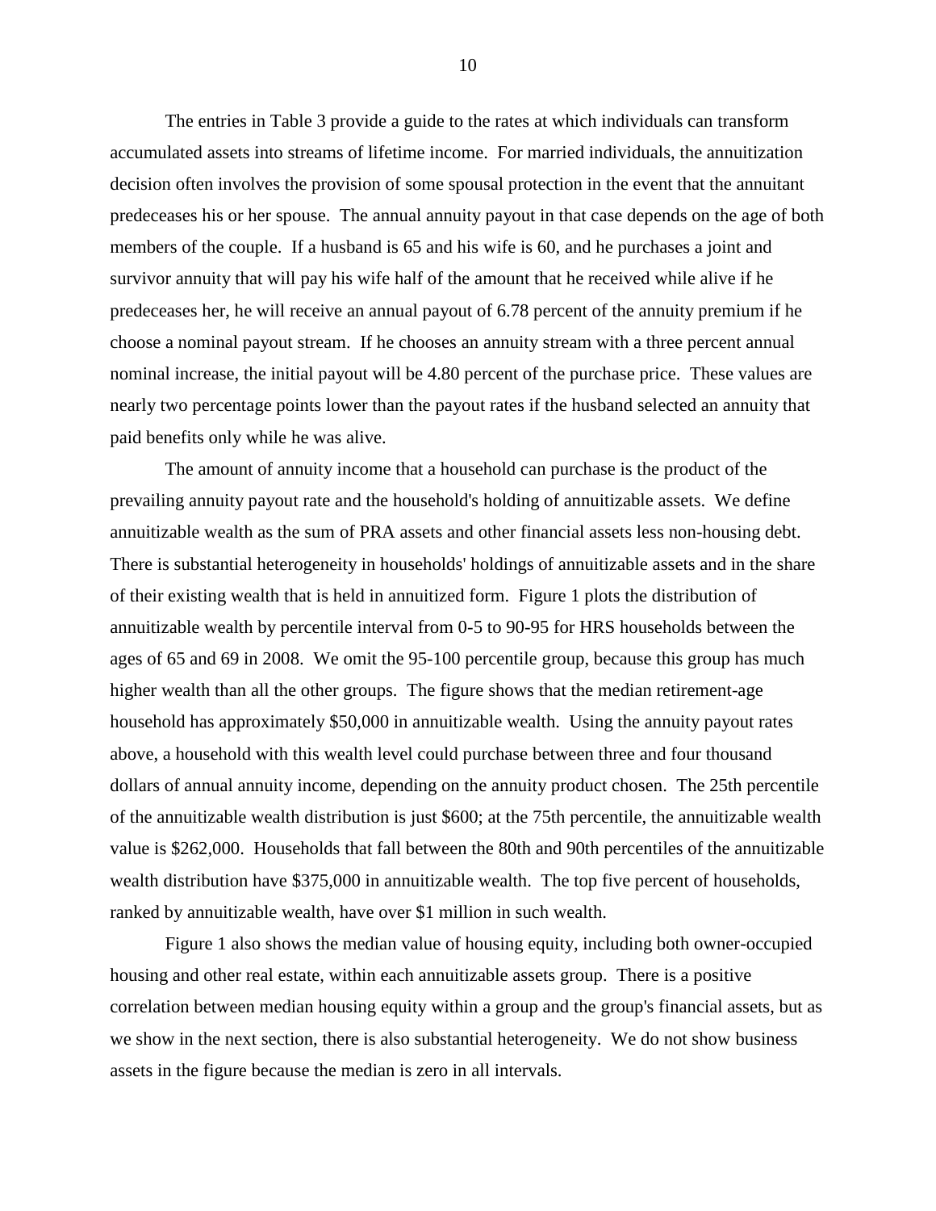The entries in Table 3 provide a guide to the rates at which individuals can transform accumulated assets into streams of lifetime income. For married individuals, the annuitization decision often involves the provision of some spousal protection in the event that the annuitant predeceases his or her spouse. The annual annuity payout in that case depends on the age of both members of the couple. If a husband is 65 and his wife is 60, and he purchases a joint and survivor annuity that will pay his wife half of the amount that he received while alive if he predeceases her, he will receive an annual payout of 6.78 percent of the annuity premium if he choose a nominal payout stream. If he chooses an annuity stream with a three percent annual nominal increase, the initial payout will be 4.80 percent of the purchase price. These values are nearly two percentage points lower than the payout rates if the husband selected an annuity that paid benefits only while he was alive.

The amount of annuity income that a household can purchase is the product of the prevailing annuity payout rate and the household's holding of annuitizable assets. We define annuitizable wealth as the sum of PRA assets and other financial assets less non-housing debt. There is substantial heterogeneity in households' holdings of annuitizable assets and in the share of their existing wealth that is held in annuitized form. Figure 1 plots the distribution of annuitizable wealth by percentile interval from 0-5 to 90-95 for HRS households between the ages of 65 and 69 in 2008. We omit the 95-100 percentile group, because this group has much higher wealth than all the other groups. The figure shows that the median retirement-age household has approximately $50,000 in annuitizable wealth. Using the annuity payout rates above, a household with this wealth level could purchase between three and four thousand dollars of annual annuity income, depending on the annuity product chosen. The 25th percentile of the annuitizable wealth distribution is just $600; at the 75th percentile, the annuitizable wealth value is $262,000. Households that fall between the 80th and 90th percentiles of the annuitizable wealth distribution have $375,000 in annuitizable wealth. The top five percent of households, ranked by annuitizable wealth, have over $1 million in such wealth.

Figure 1 also shows the median value of housing equity, including both owner-occupied housing and other real estate, within each annuitizable assets group. There is a positive correlation between median housing equity within a group and the group's financial assets, but as we show in the next section, there is also substantial heterogeneity. We do not show business assets in the figure because the median is zero in all intervals.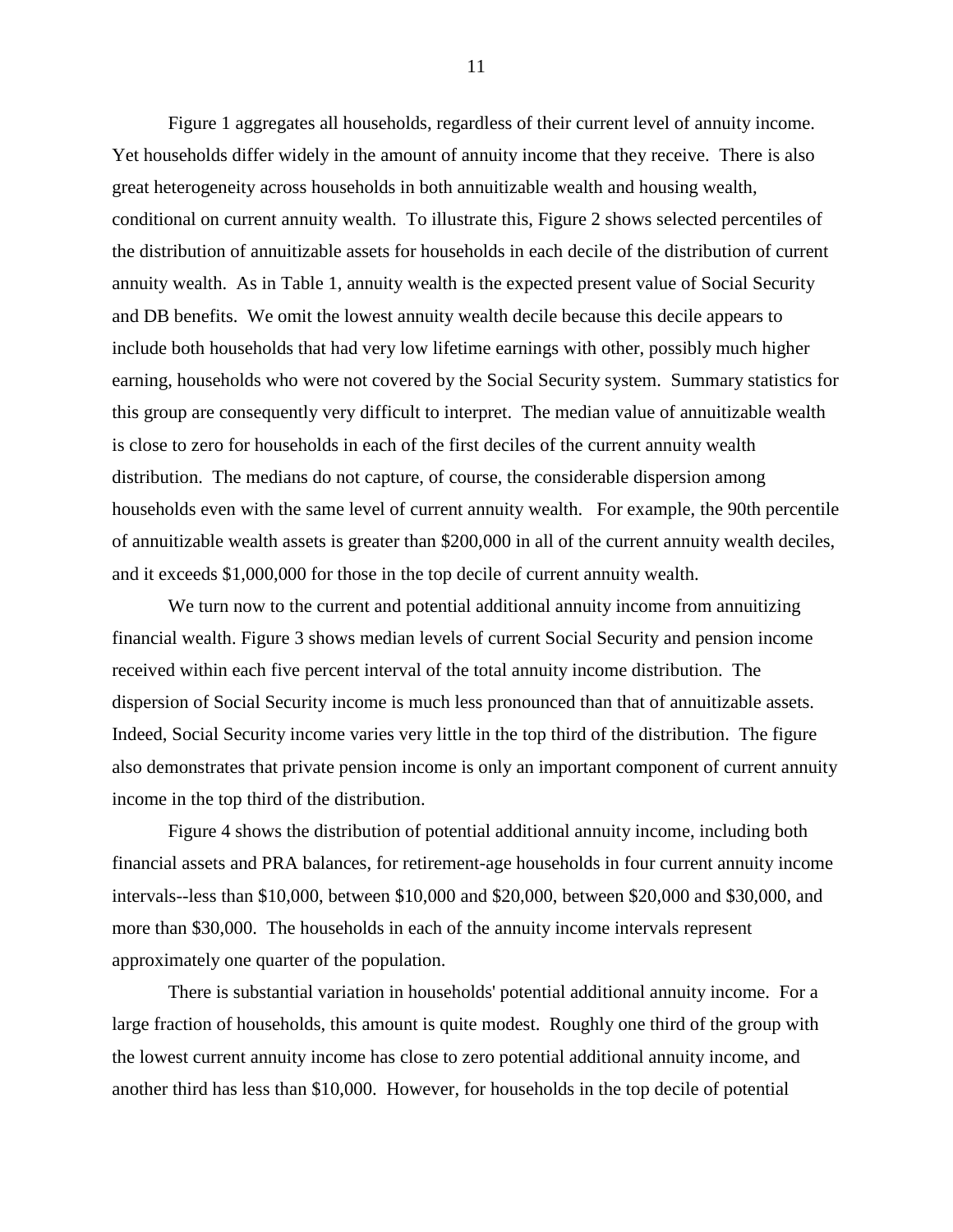Figure 1 aggregates all households, regardless of their current level of annuity income. Yet households differ widely in the amount of annuity income that they receive. There is also great heterogeneity across households in both annuitizable wealth and housing wealth, conditional on current annuity wealth. To illustrate this, Figure 2 shows selected percentiles of the distribution of annuitizable assets for households in each decile of the distribution of current annuity wealth. As in Table 1, annuity wealth is the expected present value of Social Security and DB benefits. We omit the lowest annuity wealth decile because this decile appears to include both households that had very low lifetime earnings with other, possibly much higher earning, households who were not covered by the Social Security system. Summary statistics for this group are consequently very difficult to interpret. The median value of annuitizable wealth is close to zero for households in each of the first deciles of the current annuity wealth distribution. The medians do not capture, of course, the considerable dispersion among households even with the same level of current annuity wealth. For example, the 90th percentile of annuitizable wealth assets is greater than $200,000 in all of the current annuity wealth deciles, and it exceeds $1,000,000 for those in the top decile of current annuity wealth.

We turn now to the current and potential additional annuity income from annuitizing financial wealth. Figure 3 shows median levels of current Social Security and pension income received within each five percent interval of the total annuity income distribution. The dispersion of Social Security income is much less pronounced than that of annuitizable assets. Indeed, Social Security income varies very little in the top third of the distribution. The figure also demonstrates that private pension income is only an important component of current annuity income in the top third of the distribution.

Figure 4 shows the distribution of potential additional annuity income, including both financial assets and PRA balances, for retirement-age households in four current annuity income intervals--less than $10,000, between $10,000 and $20,000, between $20,000 and $30,000, and more than $30,000. The households in each of the annuity income intervals represent approximately one quarter of the population.

There is substantial variation in households' potential additional annuity income. For a large fraction of households, this amount is quite modest. Roughly one third of the group with the lowest current annuity income has close to zero potential additional annuity income, and another third has less than $10,000. However, for households in the top decile of potential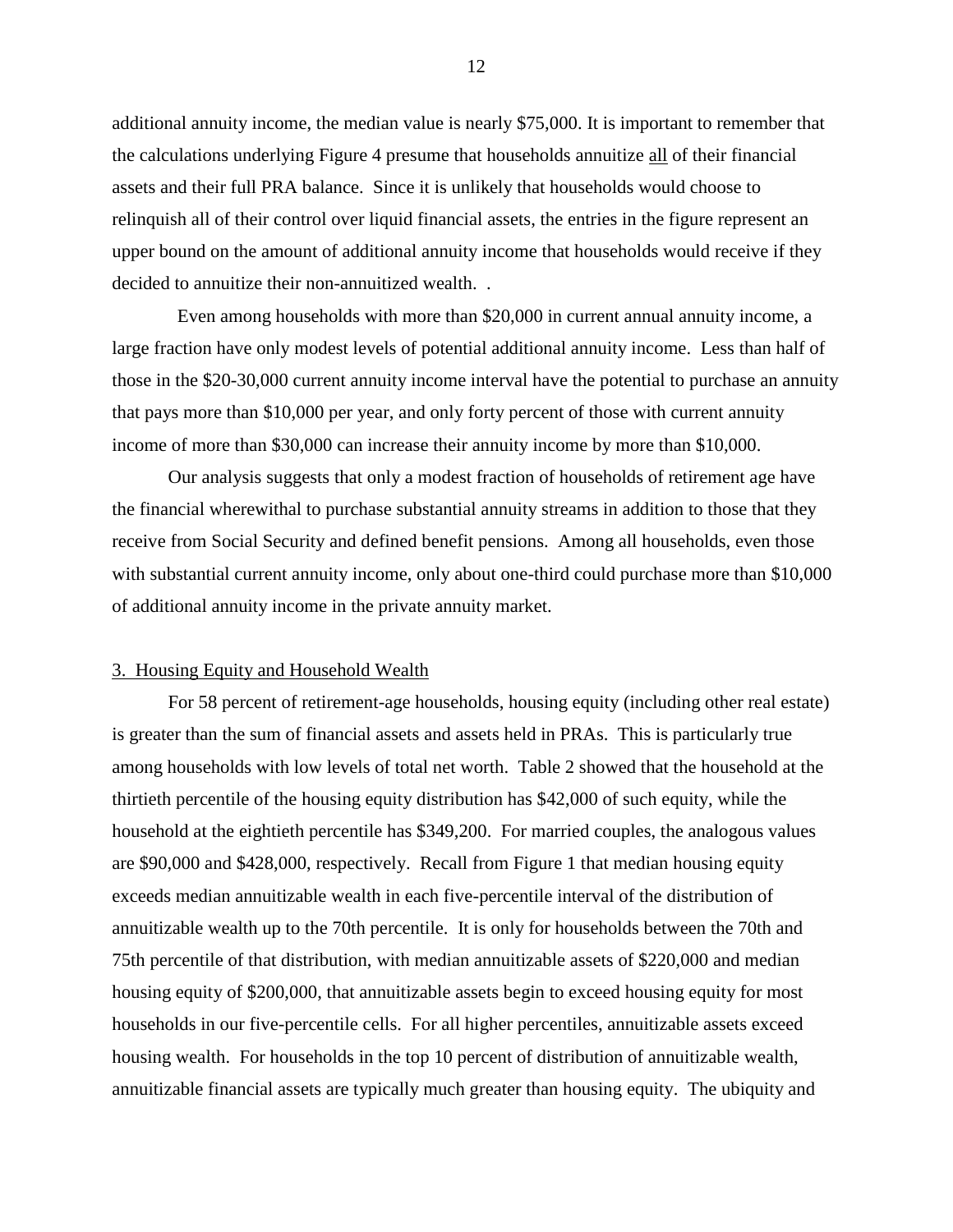additional annuity income, the median value is nearly $75,000. It is important to remember that the calculations underlying Figure 4 presume that households annuitize <u>all</u> of their financial assets and their full PRA balance. Since it is unlikely that households would choose to relinquish all of their control over liquid financial assets, the entries in the figure represent an upper bound on the amount of additional annuity income that households would receive if they decided to annuitize their non-annuitized wealth. .

Even among households with more than $20,000 in current annual annuity income, a large fraction have only modest levels of potential additional annuity income. Less than half of those in the $20-30,000 current annuity income interval have the potential to purchase an annuity that pays more than $10,000 per year, and only forty percent of those with current annuity income of more than $30,000 can increase their annuity income by more than $10,000.

Our analysis suggests that only a modest fraction of households of retirement age have the financial wherewithal to purchase substantial annuity streams in addition to those that they receive from Social Security and defined benefit pensions. Among all households, even those with substantial current annuity income, only about one-third could purchase more than $10,000 of additional annuity income in the private annuity market.

## 3. Housing Equity and Household Wealth

For 58 percent of retirement-age households, housing equity (including other real estate) is greater than the sum of financial assets and assets held in PRAs. This is particularly true among households with low levels of total net worth. Table 2 showed that the household at the thirtieth percentile of the housing equity distribution has $42,000 of such equity, while the household at the eightieth percentile has $349,200. For married couples, the analogous values are $90,000 and $428,000, respectively. Recall from Figure 1 that median housing equity exceeds median annuitizable wealth in each five-percentile interval of the distribution of annuitizable wealth up to the 70th percentile. It is only for households between the 70th and 75th percentile of that distribution, with median annuitizable assets of $220,000 and median housing equity of $200,000, that annuitizable assets begin to exceed housing equity for most households in our five-percentile cells. For all higher percentiles, annuitizable assets exceed housing wealth. For households in the top 10 percent of distribution of annuitizable wealth, annuitizable financial assets are typically much greater than housing equity. The ubiquity and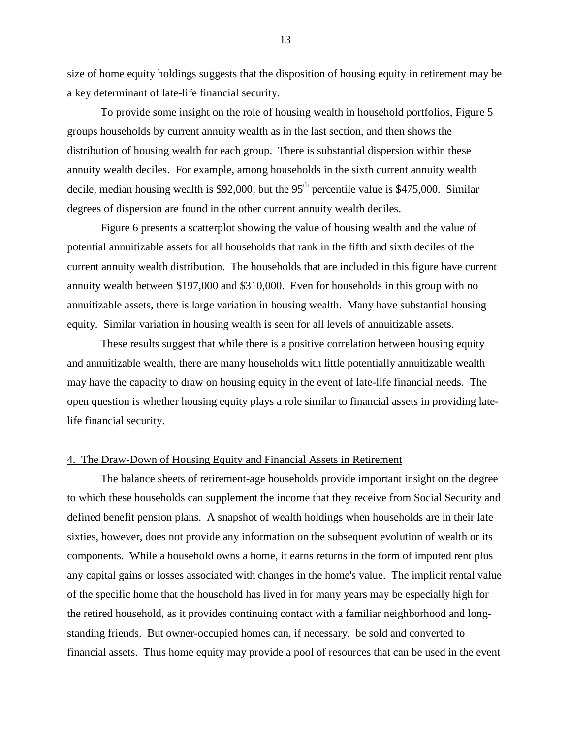size of home equity holdings suggests that the disposition of housing equity in retirement may be a key determinant of late-life financial security.

To provide some insight on the role of housing wealth in household portfolios, Figure 5 groups households by current annuity wealth as in the last section, and then shows the distribution of housing wealth for each group. There is substantial dispersion within these annuity wealth deciles. For example, among households in the sixth current annuity wealth decile, median housing wealth is \$92,000, but the 95th percentile value is \$475,000. Similar degrees of dispersion are found in the other current annuity wealth deciles.

Figure 6 presents a scatterplot showing the value of housing wealth and the value of potential annuitizable assets for all households that rank in the fifth and sixth deciles of the current annuity wealth distribution. The households that are included in this figure have current annuity wealth between \$197,000 and \$310,000. Even for households in this group with no annuitizable assets, there is large variation in housing wealth. Many have substantial housing equity. Similar variation in housing wealth is seen for all levels of annuitizable assets.

These results suggest that while there is a positive correlation between housing equity and annuitizable wealth, there are many households with little potentially annuitizable wealth may have the capacity to draw on housing equity in the event of late-life financial needs. The open question is whether housing equity plays a role similar to financial assets in providing late-life financial security.

## 4. The Draw-Down of Housing Equity and Financial Assets in Retirement

The balance sheets of retirement-age households provide important insight on the degree to which these households can supplement the income that they receive from Social Security and defined benefit pension plans. A snapshot of wealth holdings when households are in their late sixties, however, does not provide any information on the subsequent evolution of wealth or its components. While a household owns a home, it earns returns in the form of imputed rent plus any capital gains or losses associated with changes in the home's value. The implicit rental value of the specific home that the household has lived in for many years may be especially high for the retired household, as it provides continuing contact with a familiar neighborhood and long-standing friends. But owner-occupied homes can, if necessary, be sold and converted to financial assets. Thus home equity may provide a pool of resources that can be used in the event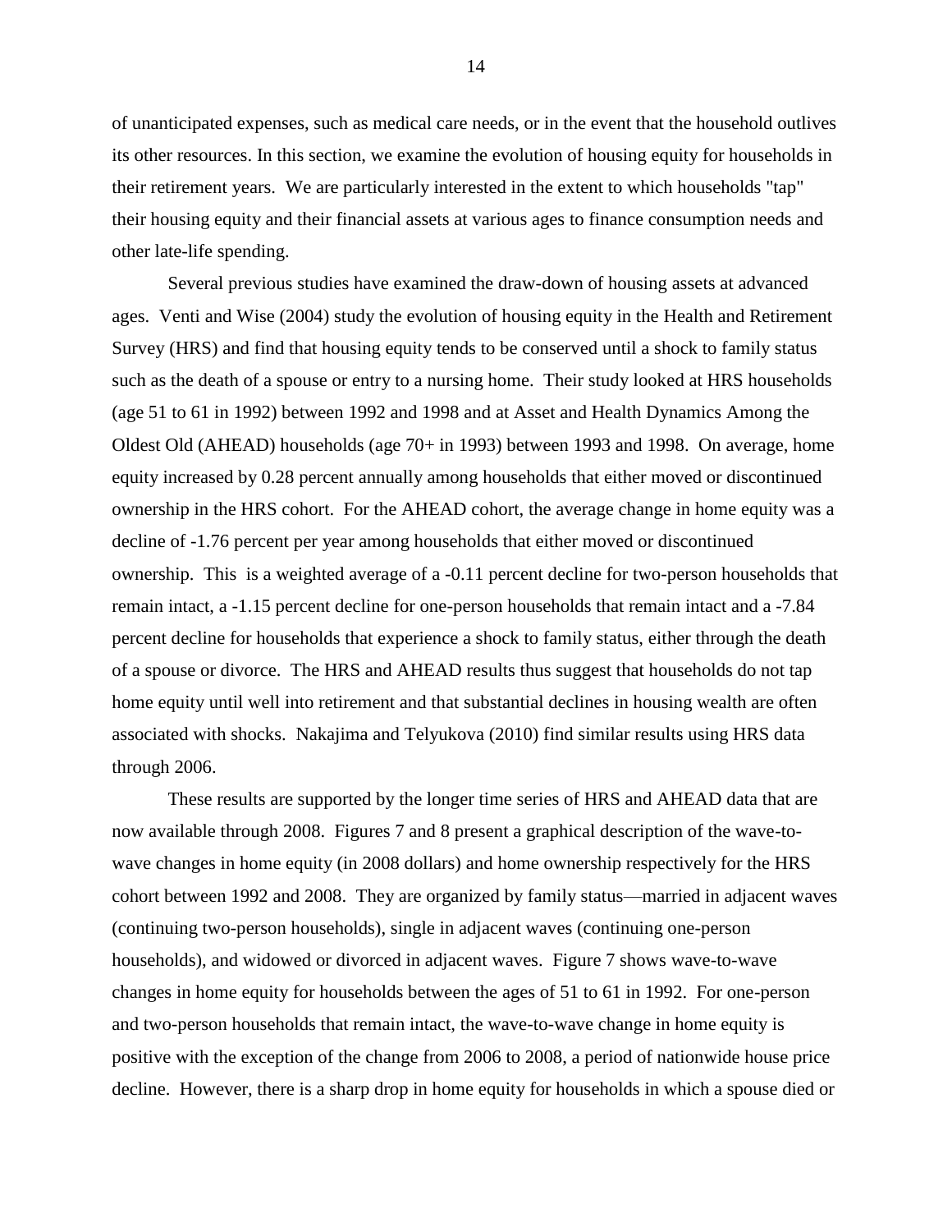of unanticipated expenses, such as medical care needs, or in the event that the household outlives its other resources. In this section, we examine the evolution of housing equity for households in their retirement years. We are particularly interested in the extent to which households "tap" their housing equity and their financial assets at various ages to finance consumption needs and other late-life spending.

Several previous studies have examined the draw-down of housing assets at advanced ages. Venti and Wise (2004) study the evolution of housing equity in the Health and Retirement Survey (HRS) and find that housing equity tends to be conserved until a shock to family status such as the death of a spouse or entry to a nursing home. Their study looked at HRS households (age 51 to 61 in 1992) between 1992 and 1998 and at Asset and Health Dynamics Among the Oldest Old (AHEAD) households (age 70+ in 1993) between 1993 and 1998. On average, home equity increased by 0.28 percent annually among households that either moved or discontinued ownership in the HRS cohort. For the AHEAD cohort, the average change in home equity was a decline of -1.76 percent per year among households that either moved or discontinued ownership. This is a weighted average of a -0.11 percent decline for two-person households that remain intact, a -1.15 percent decline for one-person households that remain intact and a -7.84 percent decline for households that experience a shock to family status, either through the death of a spouse or divorce. The HRS and AHEAD results thus suggest that households do not tap home equity until well into retirement and that substantial declines in housing wealth are often associated with shocks. Nakajima and Telyukova (2010) find similar results using HRS data through 2006.

These results are supported by the longer time series of HRS and AHEAD data that are now available through 2008. Figures 7 and 8 present a graphical description of the wave-to-wave changes in home equity (in 2008 dollars) and home ownership respectively for the HRS cohort between 1992 and 2008. They are organized by family status—married in adjacent waves (continuing two-person households), single in adjacent waves (continuing one-person households), and widowed or divorced in adjacent waves. Figure 7 shows wave-to-wave changes in home equity for households between the ages of 51 to 61 in 1992. For one-person and two-person households that remain intact, the wave-to-wave change in home equity is positive with the exception of the change from 2006 to 2008, a period of nationwide house price decline. However, there is a sharp drop in home equity for households in which a spouse died or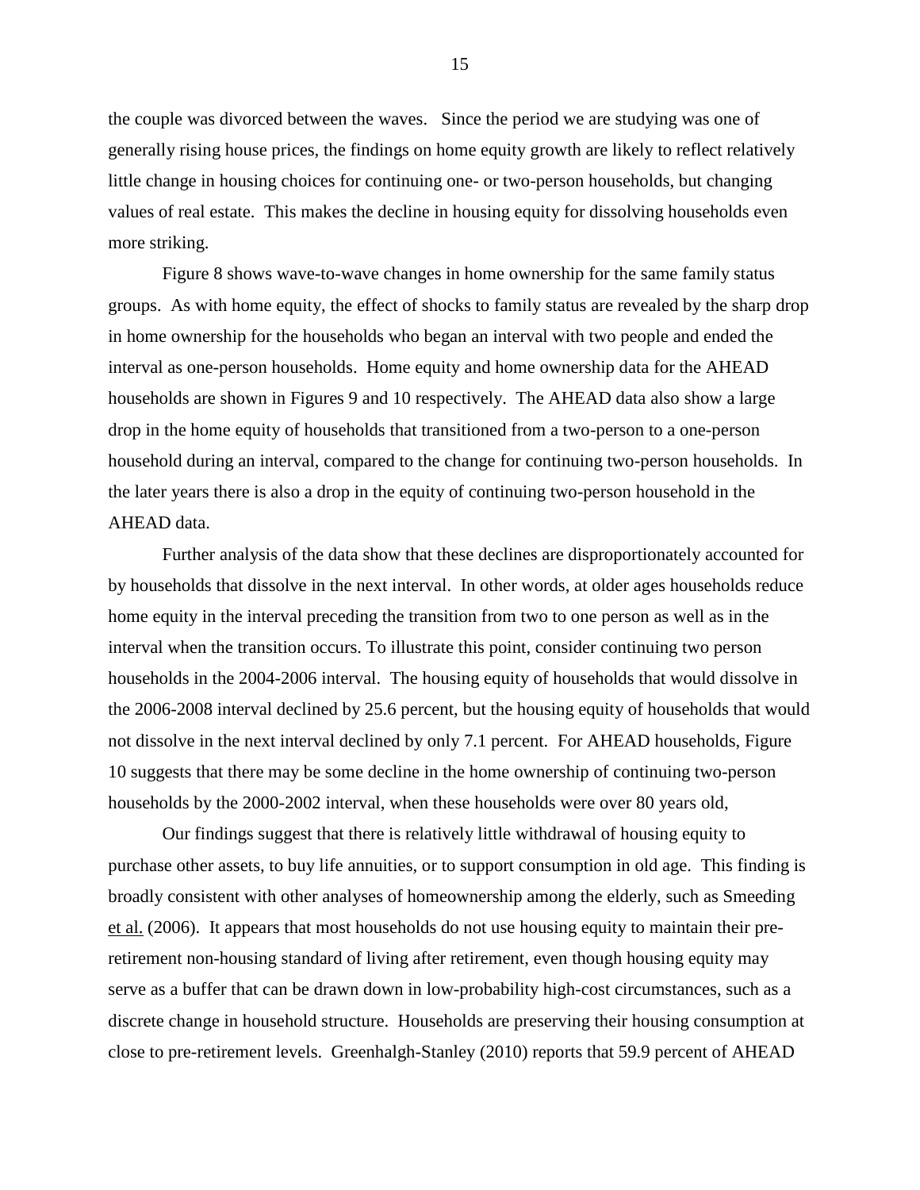the couple was divorced between the waves. Since the period we are studying was one of generally rising house prices, the findings on home equity growth are likely to reflect relatively little change in housing choices for continuing one- or two-person households, but changing values of real estate. This makes the decline in housing equity for dissolving households even more striking.

Figure 8 shows wave-to-wave changes in home ownership for the same family status groups. As with home equity, the effect of shocks to family status are revealed by the sharp drop in home ownership for the households who began an interval with two people and ended the interval as one-person households. Home equity and home ownership data for the AHEAD households are shown in Figures 9 and 10 respectively. The AHEAD data also show a large drop in the home equity of households that transitioned from a two-person to a one-person household during an interval, compared to the change for continuing two-person households. In the later years there is also a drop in the equity of continuing two-person household in the AHEAD data.

Further analysis of the data show that these declines are disproportionately accounted for by households that dissolve in the next interval. In other words, at older ages households reduce home equity in the interval preceding the transition from two to one person as well as in the interval when the transition occurs. To illustrate this point, consider continuing two person households in the 2004-2006 interval. The housing equity of households that would dissolve in the 2006-2008 interval declined by 25.6 percent, but the housing equity of households that would not dissolve in the next interval declined by only 7.1 percent. For AHEAD households, Figure 10 suggests that there may be some decline in the home ownership of continuing two-person households by the 2000-2002 interval, when these households were over 80 years old,

Our findings suggest that there is relatively little withdrawal of housing equity to purchase other assets, to buy life annuities, or to support consumption in old age. This finding is broadly consistent with other analyses of homeownership among the elderly, such as Smeeding et al. (2006). It appears that most households do not use housing equity to maintain their pre-retirement non-housing standard of living after retirement, even though housing equity may serve as a buffer that can be drawn down in low-probability high-cost circumstances, such as a discrete change in household structure. Households are preserving their housing consumption at close to pre-retirement levels. Greenhalgh-Stanley (2010) reports that 59.9 percent of AHEAD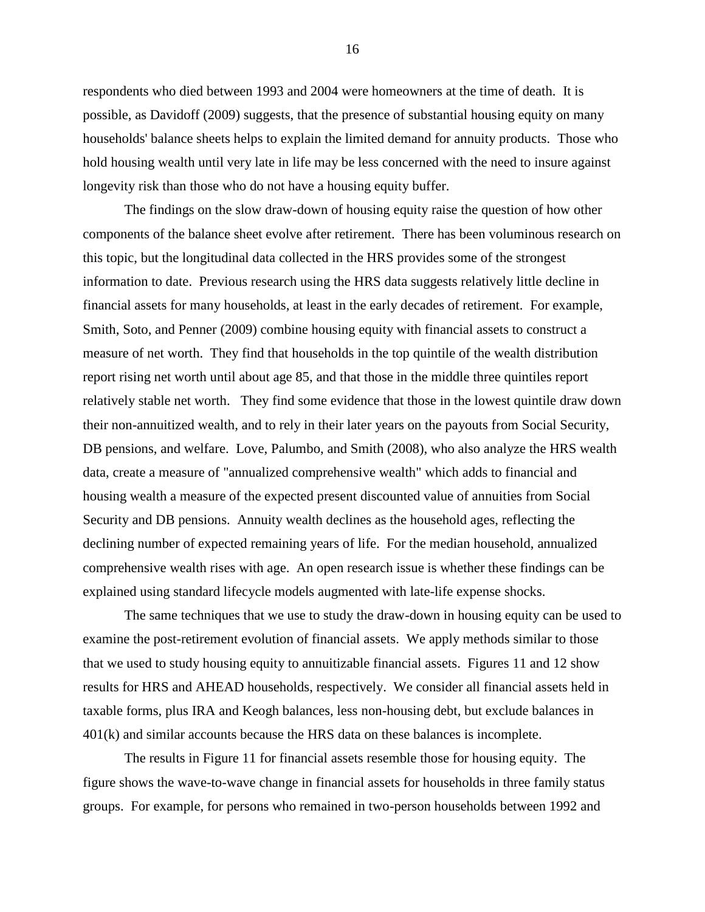respondents who died between 1993 and 2004 were homeowners at the time of death. It is possible, as Davidoff (2009) suggests, that the presence of substantial housing equity on many households' balance sheets helps to explain the limited demand for annuity products. Those who hold housing wealth until very late in life may be less concerned with the need to insure against longevity risk than those who do not have a housing equity buffer.

The findings on the slow draw-down of housing equity raise the question of how other components of the balance sheet evolve after retirement. There has been voluminous research on this topic, but the longitudinal data collected in the HRS provides some of the strongest information to date. Previous research using the HRS data suggests relatively little decline in financial assets for many households, at least in the early decades of retirement. For example, Smith, Soto, and Penner (2009) combine housing equity with financial assets to construct a measure of net worth. They find that households in the top quintile of the wealth distribution report rising net worth until about age 85, and that those in the middle three quintiles report relatively stable net worth. They find some evidence that those in the lowest quintile draw down their non-annuitized wealth, and to rely in their later years on the payouts from Social Security, DB pensions, and welfare. Love, Palumbo, and Smith (2008), who also analyze the HRS wealth data, create a measure of "annualized comprehensive wealth" which adds to financial and housing wealth a measure of the expected present discounted value of annuities from Social Security and DB pensions. Annuity wealth declines as the household ages, reflecting the declining number of expected remaining years of life. For the median household, annualized comprehensive wealth rises with age. An open research issue is whether these findings can be explained using standard lifecycle models augmented with late-life expense shocks.

The same techniques that we use to study the draw-down in housing equity can be used to examine the post-retirement evolution of financial assets. We apply methods similar to those that we used to study housing equity to annuitizable financial assets. Figures 11 and 12 show results for HRS and AHEAD households, respectively. We consider all financial assets held in taxable forms, plus IRA and Keogh balances, less non-housing debt, but exclude balances in 401(k) and similar accounts because the HRS data on these balances is incomplete.

The results in Figure 11 for financial assets resemble those for housing equity. The figure shows the wave-to-wave change in financial assets for households in three family status groups. For example, for persons who remained in two-person households between 1992 and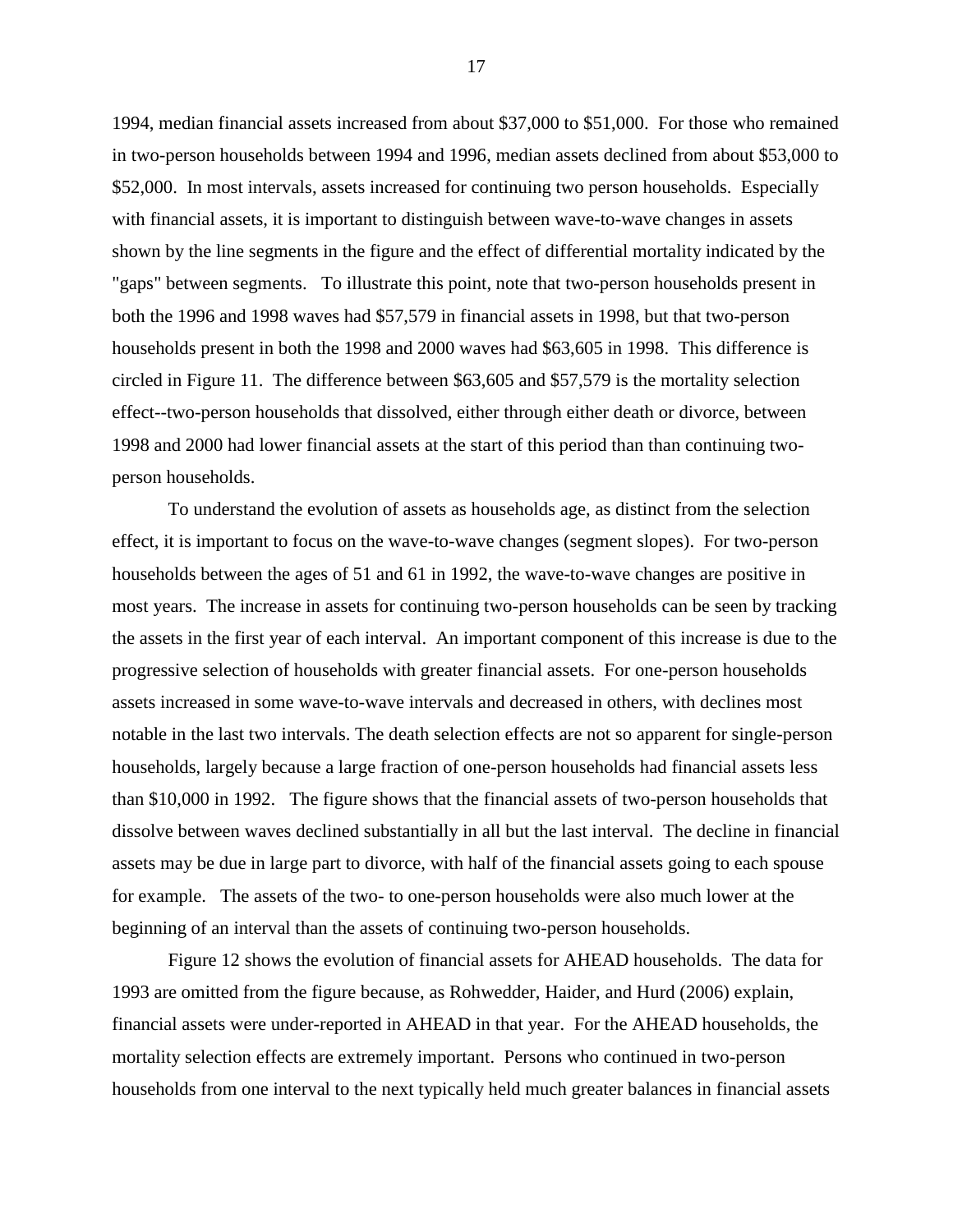1994, median financial assets increased from about $37,000 to $51,000. For those who remained in two-person households between 1994 and 1996, median assets declined from about $53,000 to $52,000. In most intervals, assets increased for continuing two person households. Especially with financial assets, it is important to distinguish between wave-to-wave changes in assets shown by the line segments in the figure and the effect of differential mortality indicated by the "gaps" between segments. To illustrate this point, note that two-person households present in both the 1996 and 1998 waves had $57,579 in financial assets in 1998, but that two-person households present in both the 1998 and 2000 waves had $63,605 in 1998. This difference is circled in Figure 11. The difference between $63,605 and $57,579 is the mortality selection effect--two-person households that dissolved, either through either death or divorce, between 1998 and 2000 had lower financial assets at the start of this period than than continuing two-person households.

To understand the evolution of assets as households age, as distinct from the selection effect, it is important to focus on the wave-to-wave changes (segment slopes). For two-person households between the ages of 51 and 61 in 1992, the wave-to-wave changes are positive in most years. The increase in assets for continuing two-person households can be seen by tracking the assets in the first year of each interval. An important component of this increase is due to the progressive selection of households with greater financial assets. For one-person households assets increased in some wave-to-wave intervals and decreased in others, with declines most notable in the last two intervals. The death selection effects are not so apparent for single-person households, largely because a large fraction of one-person households had financial assets less than $10,000 in 1992. The figure shows that the financial assets of two-person households that dissolve between waves declined substantially in all but the last interval. The decline in financial assets may be due in large part to divorce, with half of the financial assets going to each spouse for example. The assets of the two- to one-person households were also much lower at the beginning of an interval than the assets of continuing two-person households.

Figure 12 shows the evolution of financial assets for AHEAD households. The data for 1993 are omitted from the figure because, as Rohwedder, Haider, and Hurd (2006) explain, financial assets were under-reported in AHEAD in that year. For the AHEAD households, the mortality selection effects are extremely important. Persons who continued in two-person households from one interval to the next typically held much greater balances in financial assets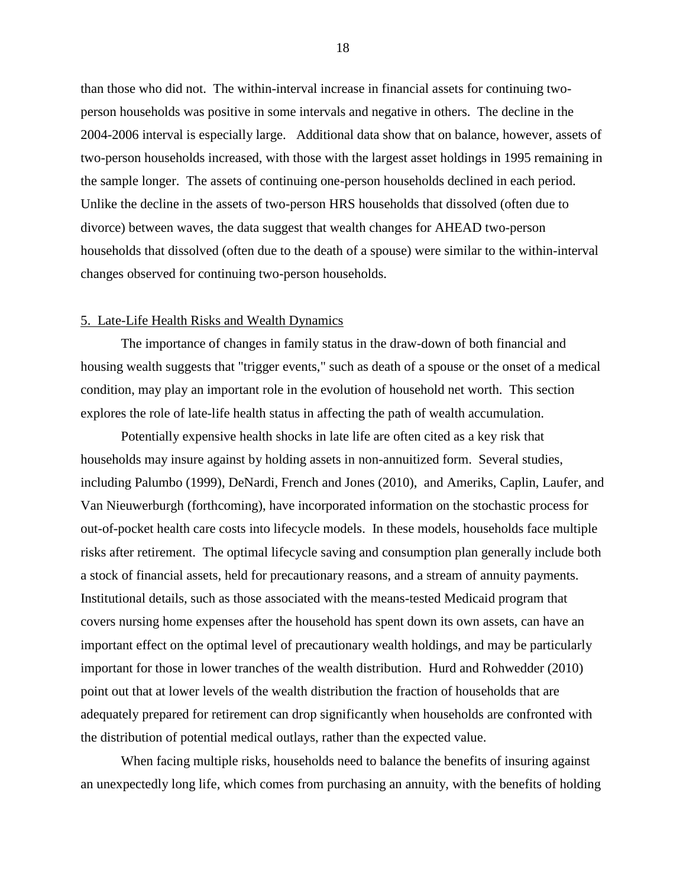than those who did not. The within-interval increase in financial assets for continuing two-person households was positive in some intervals and negative in others. The decline in the 2004-2006 interval is especially large. Additional data show that on balance, however, assets of two-person households increased, with those with the largest asset holdings in 1995 remaining in the sample longer. The assets of continuing one-person households declined in each period. Unlike the decline in the assets of two-person HRS households that dissolved (often due to divorce) between waves, the data suggest that wealth changes for AHEAD two-person households that dissolved (often due to the death of a spouse) were similar to the within-interval changes observed for continuing two-person households.

## 5. Late-Life Health Risks and Wealth Dynamics

The importance of changes in family status in the draw-down of both financial and housing wealth suggests that "trigger events," such as death of a spouse or the onset of a medical condition, may play an important role in the evolution of household net worth. This section explores the role of late-life health status in affecting the path of wealth accumulation.

Potentially expensive health shocks in late life are often cited as a key risk that households may insure against by holding assets in non-annuitized form. Several studies, including Palumbo (1999), DeNardi, French and Jones (2010), and Ameriks, Caplin, Laufer, and Van Nieuwerburgh (forthcoming), have incorporated information on the stochastic process for out-of-pocket health care costs into lifecycle models. In these models, households face multiple risks after retirement. The optimal lifecycle saving and consumption plan generally include both a stock of financial assets, held for precautionary reasons, and a stream of annuity payments. Institutional details, such as those associated with the means-tested Medicaid program that covers nursing home expenses after the household has spent down its own assets, can have an important effect on the optimal level of precautionary wealth holdings, and may be particularly important for those in lower tranches of the wealth distribution. Hurd and Rohwedder (2010) point out that at lower levels of the wealth distribution the fraction of households that are adequately prepared for retirement can drop significantly when households are confronted with the distribution of potential medical outlays, rather than the expected value.

When facing multiple risks, households need to balance the benefits of insuring against an unexpectedly long life, which comes from purchasing an annuity, with the benefits of holding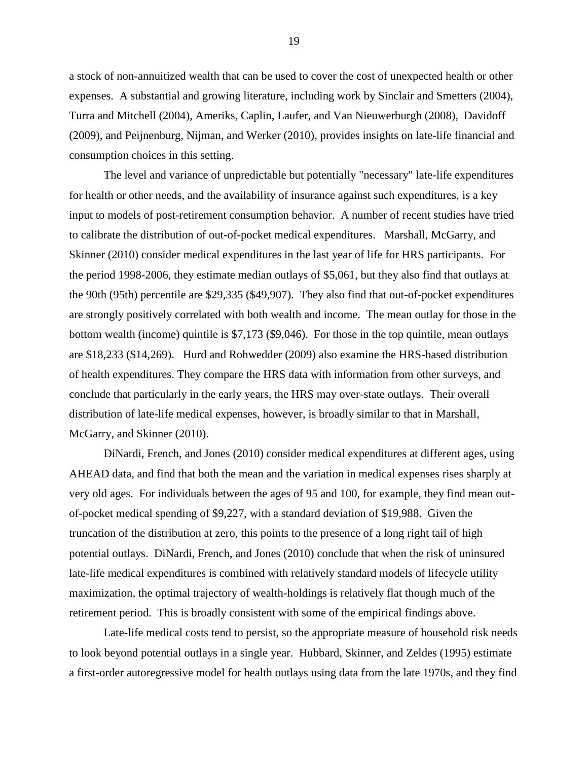a stock of non-annuitized wealth that can be used to cover the cost of unexpected health or other expenses. A substantial and growing literature, including work by Sinclair and Smetters (2004), Turra and Mitchell (2004), Ameriks, Caplin, Laufer, and Van Nieuwerburgh (2008), Davidoff (2009), and Peijnenburg, Nijman, and Werker (2010), provides insights on late-life financial and consumption choices in this setting.

The level and variance of unpredictable but potentially "necessary" late-life expenditures for health or other needs, and the availability of insurance against such expenditures, is a key input to models of post-retirement consumption behavior. A number of recent studies have tried to calibrate the distribution of out-of-pocket medical expenditures. Marshall, McGarry, and Skinner (2010) consider medical expenditures in the last year of life for HRS participants. For the period 1998-2006, they estimate median outlays of $5,061, but they also find that outlays at the 90th (95th) percentile are $29,335 ($49,907). They also find that out-of-pocket expenditures are strongly positively correlated with both wealth and income. The mean outlay for those in the bottom wealth (income) quintile is $7,173 ($9,046). For those in the top quintile, mean outlays are $18,233 ($14,269). Hurd and Rohwedder (2009) also examine the HRS-based distribution of health expenditures. They compare the HRS data with information from other surveys, and conclude that particularly in the early years, the HRS may over-state outlays. Their overall distribution of late-life medical expenses, however, is broadly similar to that in Marshall, McGarry, and Skinner (2010).

DiNardi, French, and Jones (2010) consider medical expenditures at different ages, using AHEAD data, and find that both the mean and the variation in medical expenses rises sharply at very old ages. For individuals between the ages of 95 and 100, for example, they find mean out-of-pocket medical spending of $9,227, with a standard deviation of $19,988. Given the truncation of the distribution at zero, this points to the presence of a long right tail of high potential outlays. DiNardi, French, and Jones (2010) conclude that when the risk of uninsured late-life medical expenditures is combined with relatively standard models of lifecycle utility maximization, the optimal trajectory of wealth-holdings is relatively flat though much of the retirement period. This is broadly consistent with some of the empirical findings above.

Late-life medical costs tend to persist, so the appropriate measure of household risk needs to look beyond potential outlays in a single year. Hubbard, Skinner, and Zeldes (1995) estimate a first-order autoregressive model for health outlays using data from the late 1970s, and they find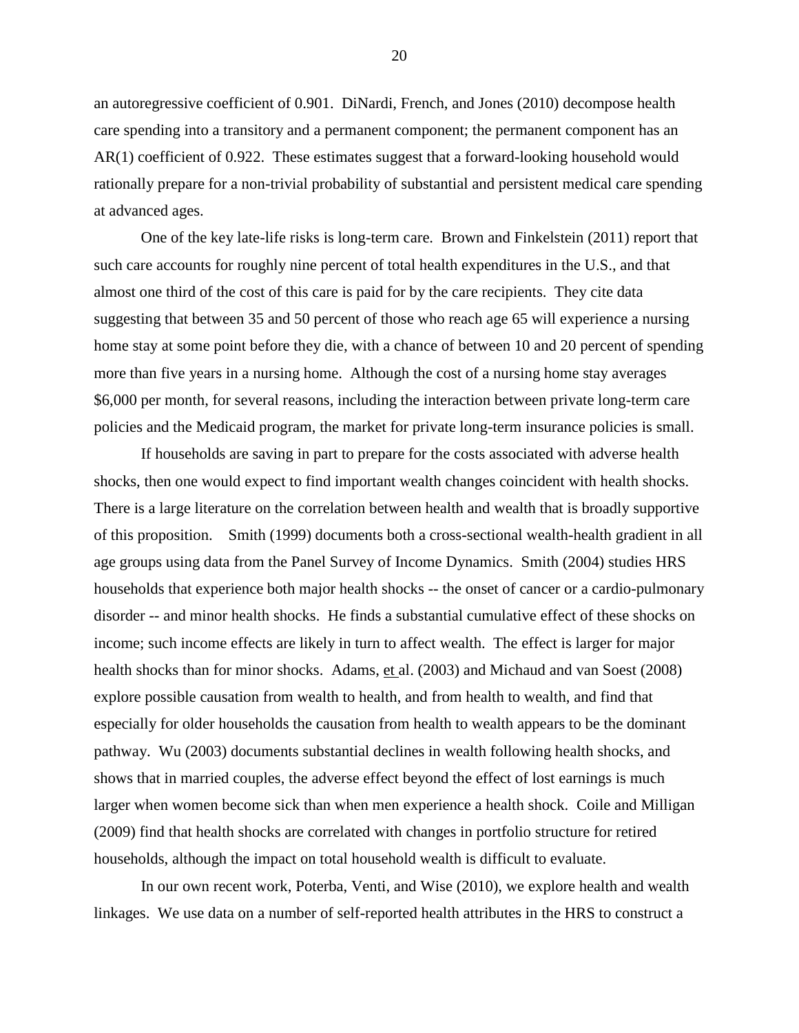an autoregressive coefficient of 0.901. DiNardi, French, and Jones (2010) decompose health care spending into a transitory and a permanent component; the permanent component has an AR(1) coefficient of 0.922. These estimates suggest that a forward-looking household would rationally prepare for a non-trivial probability of substantial and persistent medical care spending at advanced ages.

One of the key late-life risks is long-term care. Brown and Finkelstein (2011) report that such care accounts for roughly nine percent of total health expenditures in the U.S., and that almost one third of the cost of this care is paid for by the care recipients. They cite data suggesting that between 35 and 50 percent of those who reach age 65 will experience a nursing home stay at some point before they die, with a chance of between 10 and 20 percent of spending more than five years in a nursing home. Although the cost of a nursing home stay averages \$6,000 per month, for several reasons, including the interaction between private long-term care policies and the Medicaid program, the market for private long-term insurance policies is small.

If households are saving in part to prepare for the costs associated with adverse health shocks, then one would expect to find important wealth changes coincident with health shocks. There is a large literature on the correlation between health and wealth that is broadly supportive of this proposition. Smith (1999) documents both a cross-sectional wealth-health gradient in all age groups using data from the Panel Survey of Income Dynamics. Smith (2004) studies HRS households that experience both major health shocks -- the onset of cancer or a cardio-pulmonary disorder -- and minor health shocks. He finds a substantial cumulative effect of these shocks on income; such income effects are likely in turn to affect wealth. The effect is larger for major health shocks than for minor shocks. Adams, et al. (2003) and Michaud and van Soest (2008) explore possible causation from wealth to health, and from health to wealth, and find that especially for older households the causation from health to wealth appears to be the dominant pathway. Wu (2003) documents substantial declines in wealth following health shocks, and shows that in married couples, the adverse effect beyond the effect of lost earnings is much larger when women become sick than when men experience a health shock. Coile and Milligan (2009) find that health shocks are correlated with changes in portfolio structure for retired households, although the impact on total household wealth is difficult to evaluate.

In our own recent work, Poterba, Venti, and Wise (2010), we explore health and wealth linkages. We use data on a number of self-reported health attributes in the HRS to construct a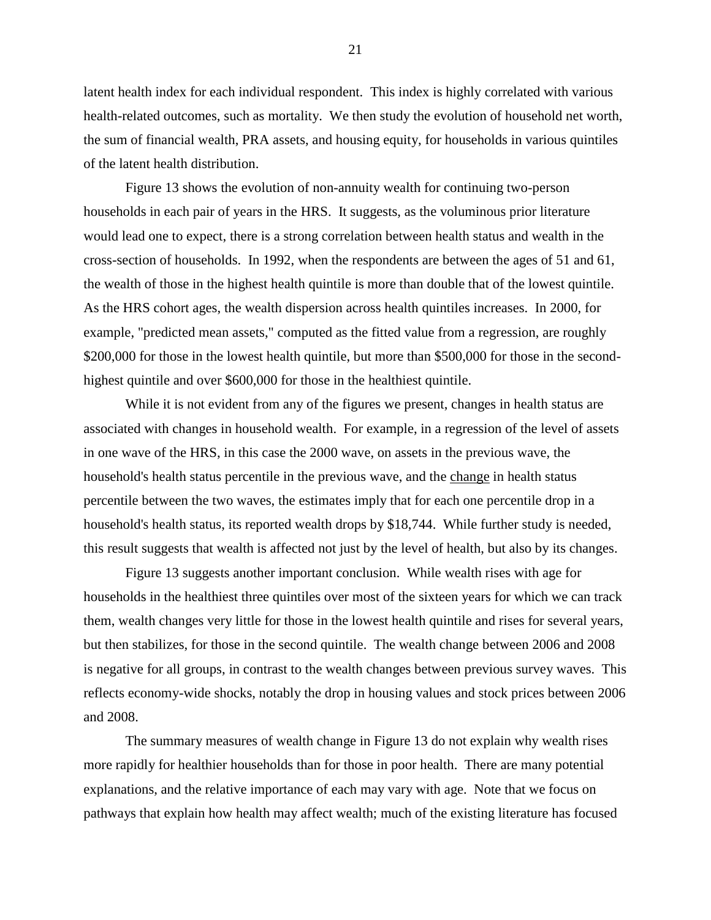latent health index for each individual respondent. This index is highly correlated with various health-related outcomes, such as mortality. We then study the evolution of household net worth, the sum of financial wealth, PRA assets, and housing equity, for households in various quintiles of the latent health distribution.

Figure 13 shows the evolution of non-annuity wealth for continuing two-person households in each pair of years in the HRS. It suggests, as the voluminous prior literature would lead one to expect, there is a strong correlation between health status and wealth in the cross-section of households. In 1992, when the respondents are between the ages of 51 and 61, the wealth of those in the highest health quintile is more than double that of the lowest quintile. As the HRS cohort ages, the wealth dispersion across health quintiles increases. In 2000, for example, "predicted mean assets," computed as the fitted value from a regression, are roughly \$200,000 for those in the lowest health quintile, but more than \$500,000 for those in the second-highest quintile and over \$600,000 for those in the healthiest quintile.

While it is not evident from any of the figures we present, changes in health status are associated with changes in household wealth. For example, in a regression of the level of assets in one wave of the HRS, in this case the 2000 wave, on assets in the previous wave, the household's health status percentile in the previous wave, and the <u>change</u> in health status percentile between the two waves, the estimates imply that for each one percentile drop in a household's health status, its reported wealth drops by \$18,744. While further study is needed, this result suggests that wealth is affected not just by the level of health, but also by its changes.

Figure 13 suggests another important conclusion. While wealth rises with age for households in the healthiest three quintiles over most of the sixteen years for which we can track them, wealth changes very little for those in the lowest health quintile and rises for several years, but then stabilizes, for those in the second quintile. The wealth change between 2006 and 2008 is negative for all groups, in contrast to the wealth changes between previous survey waves. This reflects economy-wide shocks, notably the drop in housing values and stock prices between 2006 and 2008.

The summary measures of wealth change in Figure 13 do not explain why wealth rises more rapidly for healthier households than for those in poor health. There are many potential explanations, and the relative importance of each may vary with age. Note that we focus on pathways that explain how health may affect wealth; much of the existing literature has focused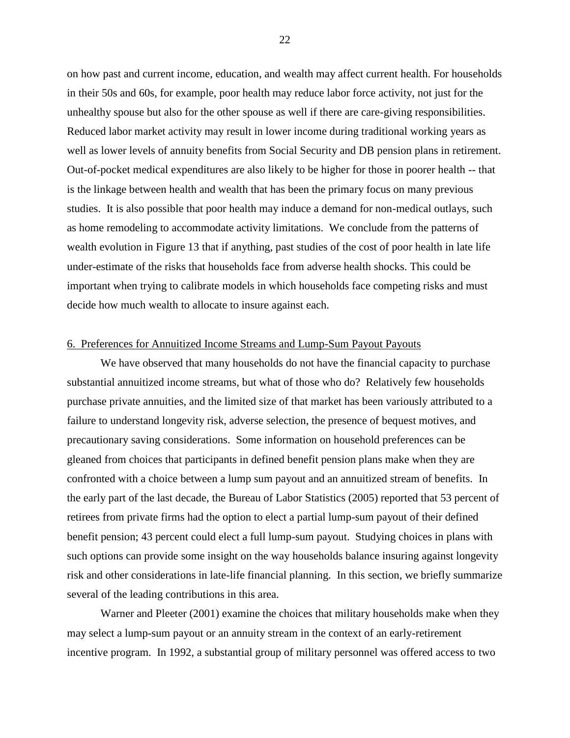on how past and current income, education, and wealth may affect current health. For households in their 50s and 60s, for example, poor health may reduce labor force activity, not just for the unhealthy spouse but also for the other spouse as well if there are care-giving responsibilities. Reduced labor market activity may result in lower income during traditional working years as well as lower levels of annuity benefits from Social Security and DB pension plans in retirement. Out-of-pocket medical expenditures are also likely to be higher for those in poorer health -- that is the linkage between health and wealth that has been the primary focus on many previous studies. It is also possible that poor health may induce a demand for non-medical outlays, such as home remodeling to accommodate activity limitations. We conclude from the patterns of wealth evolution in Figure 13 that if anything, past studies of the cost of poor health in late life under-estimate of the risks that households face from adverse health shocks. This could be important when trying to calibrate models in which households face competing risks and must decide how much wealth to allocate to insure against each.

## 6. Preferences for Annuitized Income Streams and Lump-Sum Payout Payouts

We have observed that many households do not have the financial capacity to purchase substantial annuitized income streams, but what of those who do? Relatively few households purchase private annuities, and the limited size of that market has been variously attributed to a failure to understand longevity risk, adverse selection, the presence of bequest motives, and precautionary saving considerations. Some information on household preferences can be gleaned from choices that participants in defined benefit pension plans make when they are confronted with a choice between a lump sum payout and an annuitized stream of benefits. In the early part of the last decade, the Bureau of Labor Statistics (2005) reported that 53 percent of retirees from private firms had the option to elect a partial lump-sum payout of their defined benefit pension; 43 percent could elect a full lump-sum payout. Studying choices in plans with such options can provide some insight on the way households balance insuring against longevity risk and other considerations in late-life financial planning. In this section, we briefly summarize several of the leading contributions in this area.

Warner and Pleeter (2001) examine the choices that military households make when they may select a lump-sum payout or an annuity stream in the context of an early-retirement incentive program. In 1992, a substantial group of military personnel was offered access to two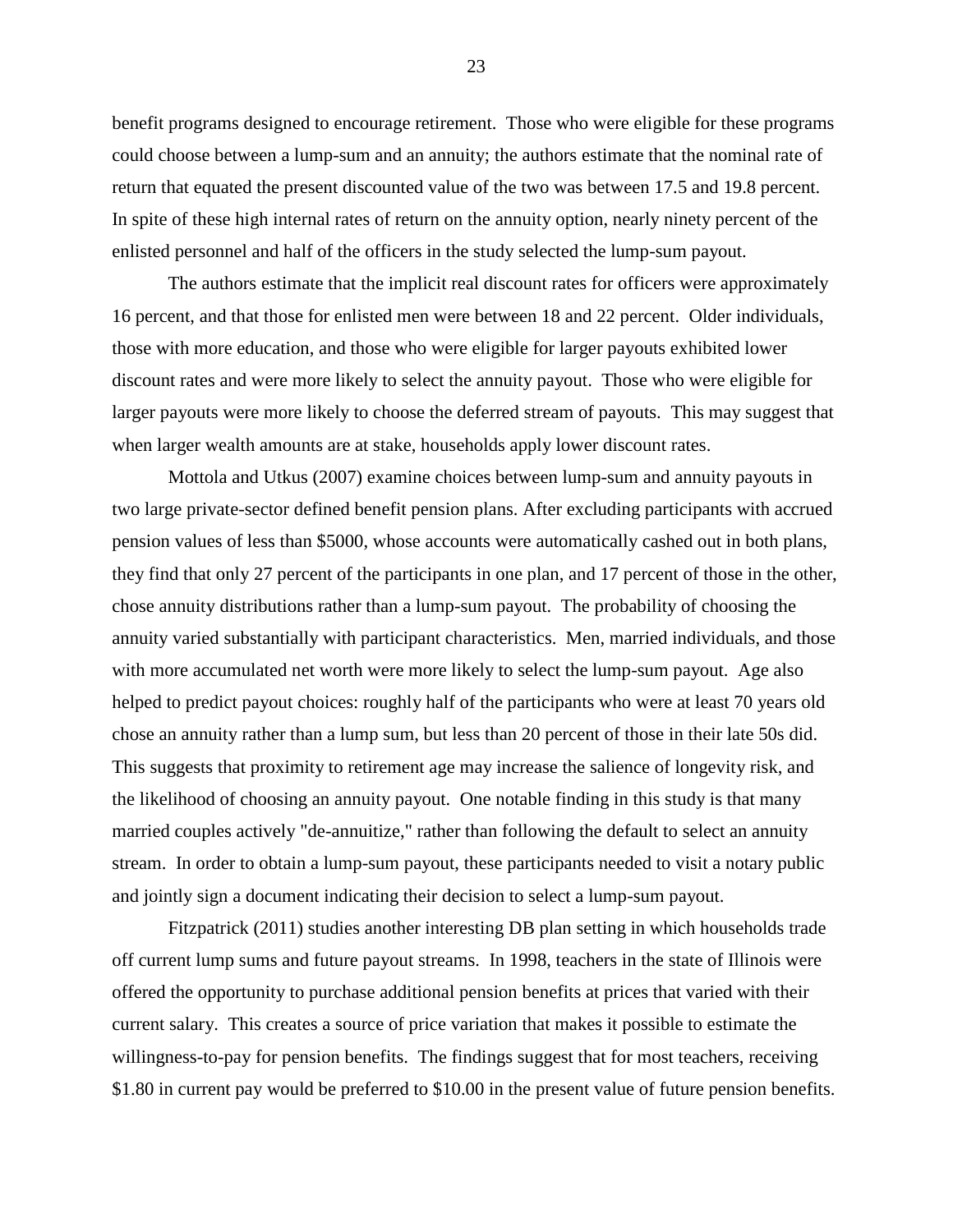benefit programs designed to encourage retirement. Those who were eligible for these programs could choose between a lump-sum and an annuity; the authors estimate that the nominal rate of return that equated the present discounted value of the two was between 17.5 and 19.8 percent. In spite of these high internal rates of return on the annuity option, nearly ninety percent of the enlisted personnel and half of the officers in the study selected the lump-sum payout.

The authors estimate that the implicit real discount rates for officers were approximately 16 percent, and that those for enlisted men were between 18 and 22 percent. Older individuals, those with more education, and those who were eligible for larger payouts exhibited lower discount rates and were more likely to select the annuity payout. Those who were eligible for larger payouts were more likely to choose the deferred stream of payouts. This may suggest that when larger wealth amounts are at stake, households apply lower discount rates.

Mottola and Utkus (2007) examine choices between lump-sum and annuity payouts in two large private-sector defined benefit pension plans. After excluding participants with accrued pension values of less than $5000, whose accounts were automatically cashed out in both plans, they find that only 27 percent of the participants in one plan, and 17 percent of those in the other, chose annuity distributions rather than a lump-sum payout. The probability of choosing the annuity varied substantially with participant characteristics. Men, married individuals, and those with more accumulated net worth were more likely to select the lump-sum payout. Age also helped to predict payout choices: roughly half of the participants who were at least 70 years old chose an annuity rather than a lump sum, but less than 20 percent of those in their late 50s did. This suggests that proximity to retirement age may increase the salience of longevity risk, and the likelihood of choosing an annuity payout. One notable finding in this study is that many married couples actively "de-annuitize," rather than following the default to select an annuity stream. In order to obtain a lump-sum payout, these participants needed to visit a notary public and jointly sign a document indicating their decision to select a lump-sum payout.

Fitzpatrick (2011) studies another interesting DB plan setting in which households trade off current lump sums and future payout streams. In 1998, teachers in the state of Illinois were offered the opportunity to purchase additional pension benefits at prices that varied with their current salary. This creates a source of price variation that makes it possible to estimate the willingness-to-pay for pension benefits. The findings suggest that for most teachers, receiving $1.80 in current pay would be preferred to $10.00 in the present value of future pension benefits.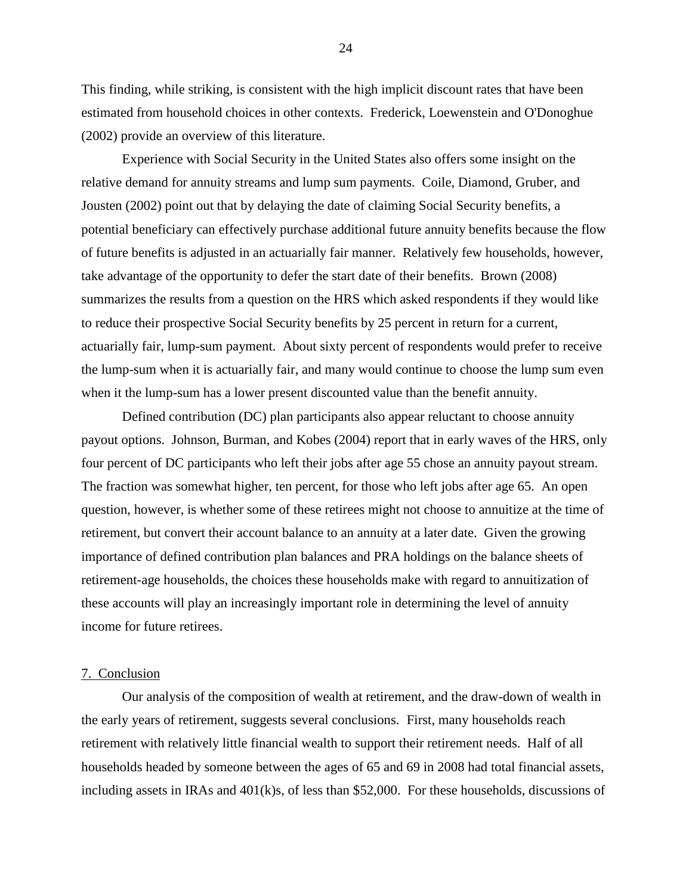This finding, while striking, is consistent with the high implicit discount rates that have been estimated from household choices in other contexts. Frederick, Loewenstein and O'Donoghue (2002) provide an overview of this literature.

Experience with Social Security in the United States also offers some insight on the relative demand for annuity streams and lump sum payments. Coile, Diamond, Gruber, and Jousten (2002) point out that by delaying the date of claiming Social Security benefits, a potential beneficiary can effectively purchase additional future annuity benefits because the flow of future benefits is adjusted in an actuarially fair manner. Relatively few households, however, take advantage of the opportunity to defer the start date of their benefits. Brown (2008) summarizes the results from a question on the HRS which asked respondents if they would like to reduce their prospective Social Security benefits by 25 percent in return for a current, actuarially fair, lump-sum payment. About sixty percent of respondents would prefer to receive the lump-sum when it is actuarially fair, and many would continue to choose the lump sum even when it the lump-sum has a lower present discounted value than the benefit annuity.

Defined contribution (DC) plan participants also appear reluctant to choose annuity payout options. Johnson, Burman, and Kobes (2004) report that in early waves of the HRS, only four percent of DC participants who left their jobs after age 55 chose an annuity payout stream. The fraction was somewhat higher, ten percent, for those who left jobs after age 65. An open question, however, is whether some of these retirees might not choose to annuitize at the time of retirement, but convert their account balance to an annuity at a later date. Given the growing importance of defined contribution plan balances and PRA holdings on the balance sheets of retirement-age households, the choices these households make with regard to annuitization of these accounts will play an increasingly important role in determining the level of annuity income for future retirees.

## 7. Conclusion

Our analysis of the composition of wealth at retirement, and the draw-down of wealth in the early years of retirement, suggests several conclusions. First, many households reach retirement with relatively little financial wealth to support their retirement needs. Half of all households headed by someone between the ages of 65 and 69 in 2008 had total financial assets, including assets in IRAs and 401(k)s, of less than $52,000. For these households, discussions of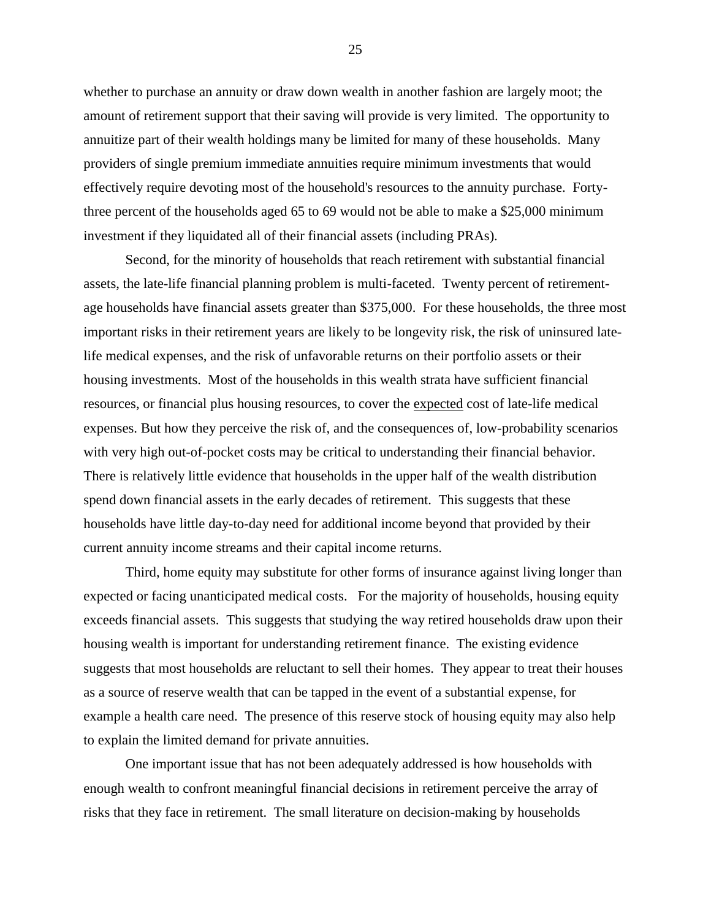whether to purchase an annuity or draw down wealth in another fashion are largely moot; the amount of retirement support that their saving will provide is very limited. The opportunity to annuitize part of their wealth holdings many be limited for many of these households. Many providers of single premium immediate annuities require minimum investments that would effectively require devoting most of the household's resources to the annuity purchase. Forty-three percent of the households aged 65 to 69 would not be able to make a $25,000 minimum investment if they liquidated all of their financial assets (including PRAs).

Second, for the minority of households that reach retirement with substantial financial assets, the late-life financial planning problem is multi-faceted. Twenty percent of retirement-age households have financial assets greater than $375,000. For these households, the three most important risks in their retirement years are likely to be longevity risk, the risk of uninsured late-life medical expenses, and the risk of unfavorable returns on their portfolio assets or their housing investments. Most of the households in this wealth strata have sufficient financial resources, or financial plus housing resources, to cover the <u>expected</u> cost of late-life medical expenses. But how they perceive the risk of, and the consequences of, low-probability scenarios with very high out-of-pocket costs may be critical to understanding their financial behavior. There is relatively little evidence that households in the upper half of the wealth distribution spend down financial assets in the early decades of retirement. This suggests that these households have little day-to-day need for additional income beyond that provided by their current annuity income streams and their capital income returns.

Third, home equity may substitute for other forms of insurance against living longer than expected or facing unanticipated medical costs. For the majority of households, housing equity exceeds financial assets. This suggests that studying the way retired households draw upon their housing wealth is important for understanding retirement finance. The existing evidence suggests that most households are reluctant to sell their homes. They appear to treat their houses as a source of reserve wealth that can be tapped in the event of a substantial expense, for example a health care need. The presence of this reserve stock of housing equity may also help to explain the limited demand for private annuities.

One important issue that has not been adequately addressed is how households with enough wealth to confront meaningful financial decisions in retirement perceive the array of risks that they face in retirement. The small literature on decision-making by households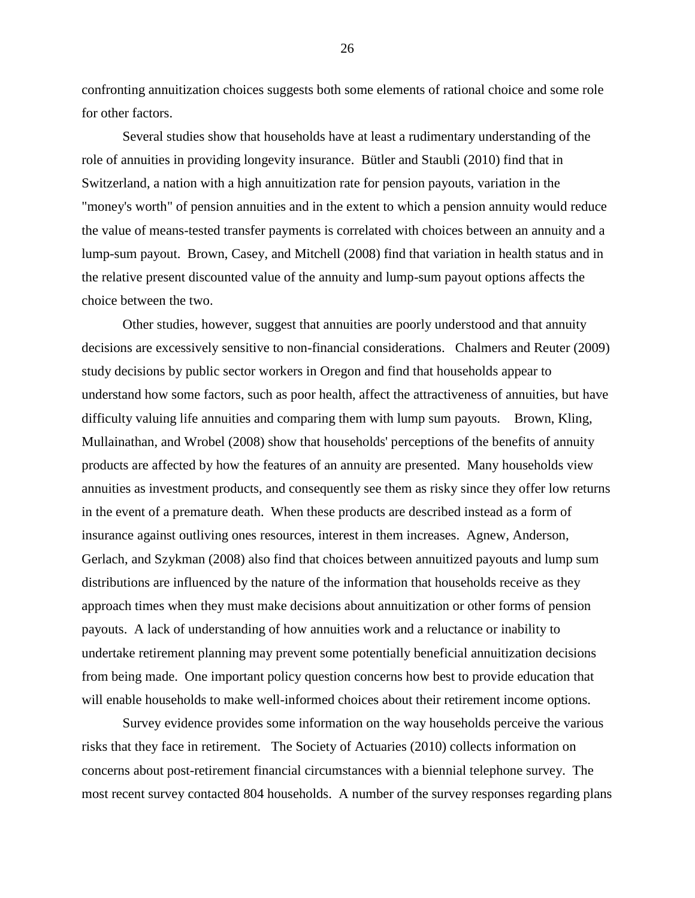confronting annuitization choices suggests both some elements of rational choice and some role for other factors.

Several studies show that households have at least a rudimentary understanding of the role of annuities in providing longevity insurance. Bütler and Staubli (2010) find that in Switzerland, a nation with a high annuitization rate for pension payouts, variation in the "money's worth" of pension annuities and in the extent to which a pension annuity would reduce the value of means-tested transfer payments is correlated with choices between an annuity and a lump-sum payout. Brown, Casey, and Mitchell (2008) find that variation in health status and in the relative present discounted value of the annuity and lump-sum payout options affects the choice between the two.

Other studies, however, suggest that annuities are poorly understood and that annuity decisions are excessively sensitive to non-financial considerations. Chalmers and Reuter (2009) study decisions by public sector workers in Oregon and find that households appear to understand how some factors, such as poor health, affect the attractiveness of annuities, but have difficulty valuing life annuities and comparing them with lump sum payouts. Brown, Kling, Mullainathan, and Wrobel (2008) show that households' perceptions of the benefits of annuity products are affected by how the features of an annuity are presented. Many households view annuities as investment products, and consequently see them as risky since they offer low returns in the event of a premature death. When these products are described instead as a form of insurance against outliving ones resources, interest in them increases. Agnew, Anderson, Gerlach, and Szykman (2008) also find that choices between annuitized payouts and lump sum distributions are influenced by the nature of the information that households receive as they approach times when they must make decisions about annuitization or other forms of pension payouts. A lack of understanding of how annuities work and a reluctance or inability to undertake retirement planning may prevent some potentially beneficial annuitization decisions from being made. One important policy question concerns how best to provide education that will enable households to make well-informed choices about their retirement income options.

Survey evidence provides some information on the way households perceive the various risks that they face in retirement. The Society of Actuaries (2010) collects information on concerns about post-retirement financial circumstances with a biennial telephone survey. The most recent survey contacted 804 households. A number of the survey responses regarding plans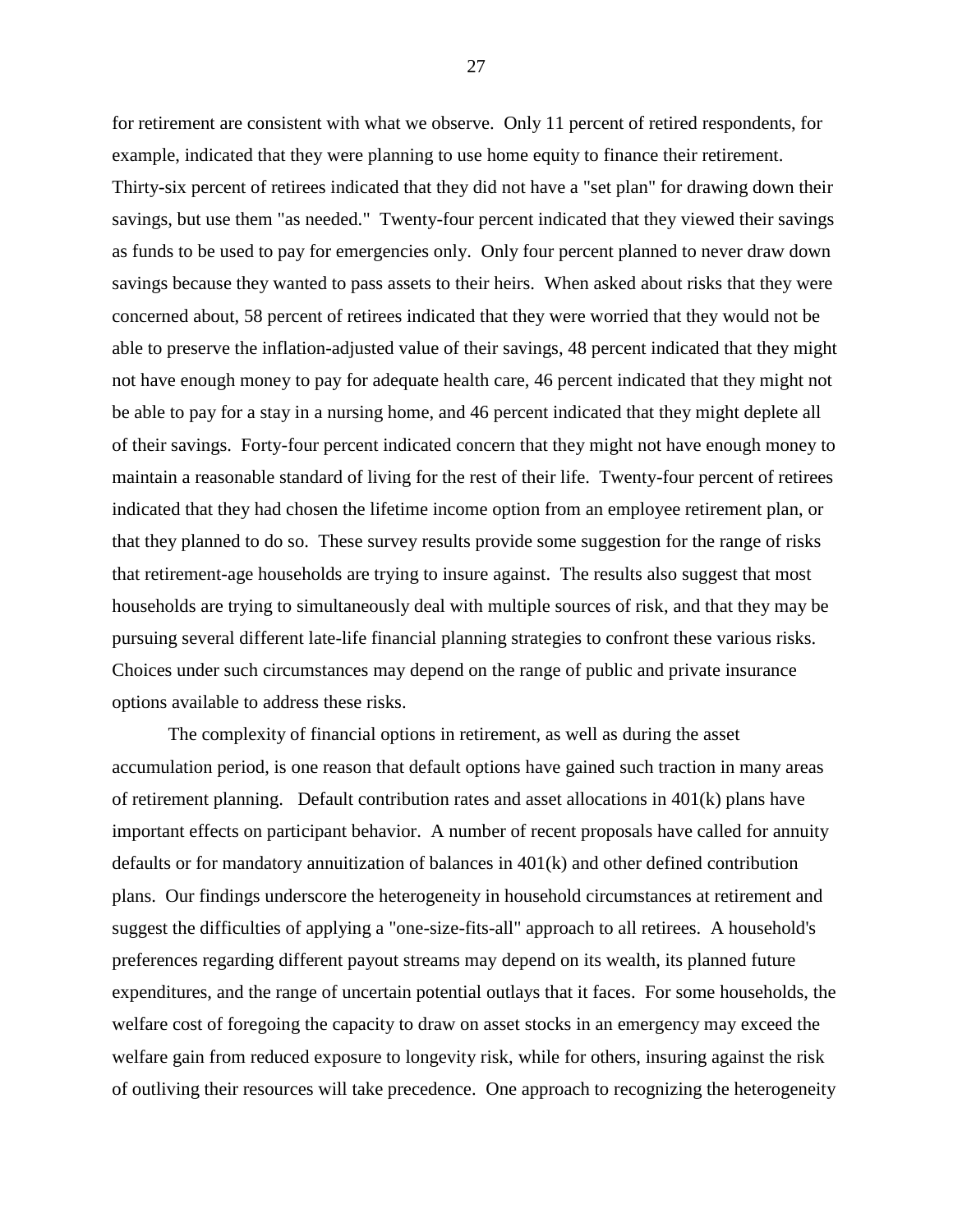for retirement are consistent with what we observe. Only 11 percent of retired respondents, for example, indicated that they were planning to use home equity to finance their retirement. Thirty-six percent of retirees indicated that they did not have a "set plan" for drawing down their savings, but use them "as needed." Twenty-four percent indicated that they viewed their savings as funds to be used to pay for emergencies only. Only four percent planned to never draw down savings because they wanted to pass assets to their heirs. When asked about risks that they were concerned about, 58 percent of retirees indicated that they were worried that they would not be able to preserve the inflation-adjusted value of their savings, 48 percent indicated that they might not have enough money to pay for adequate health care, 46 percent indicated that they might not be able to pay for a stay in a nursing home, and 46 percent indicated that they might deplete all of their savings. Forty-four percent indicated concern that they might not have enough money to maintain a reasonable standard of living for the rest of their life. Twenty-four percent of retirees indicated that they had chosen the lifetime income option from an employee retirement plan, or that they planned to do so. These survey results provide some suggestion for the range of risks that retirement-age households are trying to insure against. The results also suggest that most households are trying to simultaneously deal with multiple sources of risk, and that they may be pursuing several different late-life financial planning strategies to confront these various risks. Choices under such circumstances may depend on the range of public and private insurance options available to address these risks.

The complexity of financial options in retirement, as well as during the asset accumulation period, is one reason that default options have gained such traction in many areas of retirement planning. Default contribution rates and asset allocations in 401(k) plans have important effects on participant behavior. A number of recent proposals have called for annuity defaults or for mandatory annuitization of balances in 401(k) and other defined contribution plans. Our findings underscore the heterogeneity in household circumstances at retirement and suggest the difficulties of applying a "one-size-fits-all" approach to all retirees. A household's preferences regarding different payout streams may depend on its wealth, its planned future expenditures, and the range of uncertain potential outlays that it faces. For some households, the welfare cost of foregoing the capacity to draw on asset stocks in an emergency may exceed the welfare gain from reduced exposure to longevity risk, while for others, insuring against the risk of outliving their resources will take precedence. One approach to recognizing the heterogeneity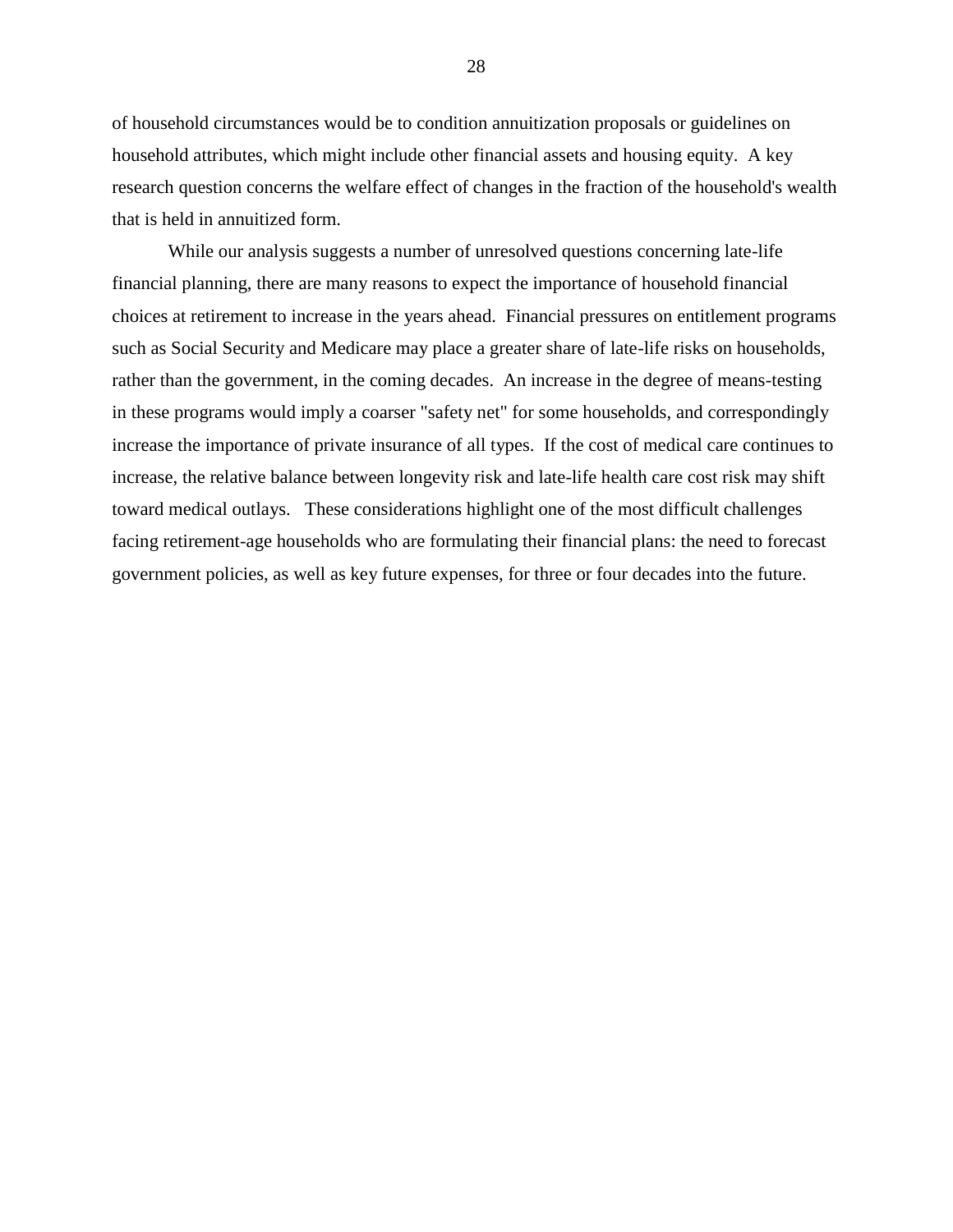of household circumstances would be to condition annuitization proposals or guidelines on household attributes, which might include other financial assets and housing equity. A key research question concerns the welfare effect of changes in the fraction of the household's wealth that is held in annuitized form.

While our analysis suggests a number of unresolved questions concerning late-life financial planning, there are many reasons to expect the importance of household financial choices at retirement to increase in the years ahead. Financial pressures on entitlement programs such as Social Security and Medicare may place a greater share of late-life risks on households, rather than the government, in the coming decades. An increase in the degree of means-testing in these programs would imply a coarser "safety net" for some households, and correspondingly increase the importance of private insurance of all types. If the cost of medical care continues to increase, the relative balance between longevity risk and late-life health care cost risk may shift toward medical outlays. These considerations highlight one of the most difficult challenges facing retirement-age households who are formulating their financial plans: the need to forecast government policies, as well as key future expenses, for three or four decades into the future.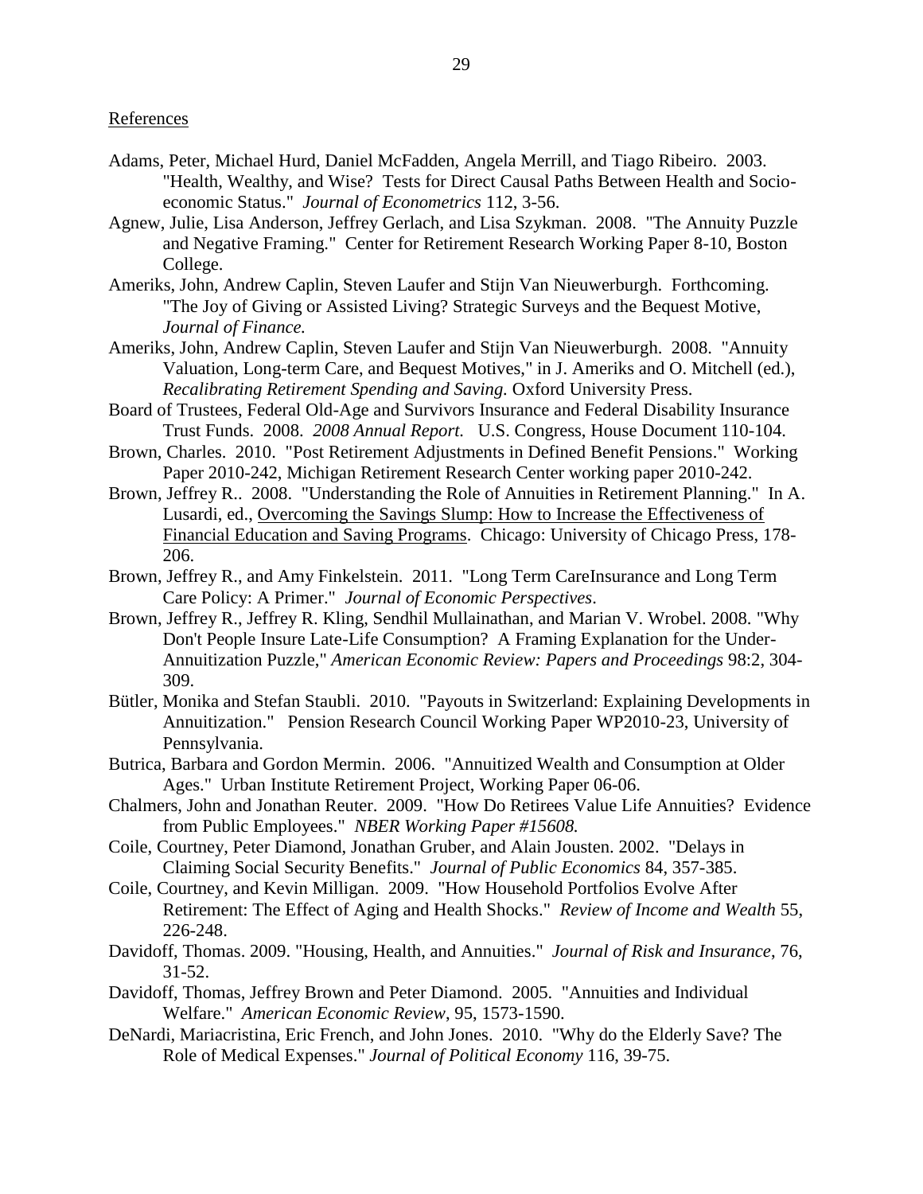References

Adams, Peter, Michael Hurd, Daniel McFadden, Angela Merrill, and Tiago Ribeiro. 2003. "Health, Wealthy, and Wise? Tests for Direct Causal Paths Between Health and Socio-economic Status." *Journal of Econometrics* 112, 3-56.

Agnew, Julie, Lisa Anderson, Jeffrey Gerlach, and Lisa Szykman. 2008. "The Annuity Puzzle and Negative Framing." Center for Retirement Research Working Paper 8-10, Boston College.

Ameriks, John, Andrew Caplin, Steven Laufer and Stijn Van Nieuwerburgh. Forthcoming. "The Joy of Giving or Assisted Living? Strategic Surveys and the Bequest Motive, *Journal of Finance.*

Ameriks, John, Andrew Caplin, Steven Laufer and Stijn Van Nieuwerburgh. 2008. "Annuity Valuation, Long-term Care, and Bequest Motives," in J. Ameriks and O. Mitchell (ed.), *Recalibrating Retirement Spending and Saving.* Oxford University Press.

Board of Trustees, Federal Old-Age and Survivors Insurance and Federal Disability Insurance Trust Funds. 2008. *2008 Annual Report.* U.S. Congress, House Document 110-104.

Brown, Charles. 2010. "Post Retirement Adjustments in Defined Benefit Pensions." Working Paper 2010-242, Michigan Retirement Research Center working paper 2010-242.

Brown, Jeffrey R.. 2008. "Understanding the Role of Annuities in Retirement Planning." In A. Lusardi, ed., Overcoming the Savings Slump: How to Increase the Effectiveness of Financial Education and Saving Programs. Chicago: University of Chicago Press, 178-206.

Brown, Jeffrey R., and Amy Finkelstein. 2011. "Long Term CareInsurance and Long Term Care Policy: A Primer." *Journal of Economic Perspectives*.

Brown, Jeffrey R., Jeffrey R. Kling, Sendhil Mullainathan, and Marian V. Wrobel. 2008. "Why Don't People Insure Late-Life Consumption? A Framing Explanation for the Under-Annuitization Puzzle," *American Economic Review: Papers and Proceedings* 98:2, 304-309.

Bütler, Monika and Stefan Staubli. 2010. "Payouts in Switzerland: Explaining Developments in Annuitization." Pension Research Council Working Paper WP2010-23, University of Pennsylvania.

Butrica, Barbara and Gordon Mermin. 2006. "Annuitized Wealth and Consumption at Older Ages." Urban Institute Retirement Project, Working Paper 06-06.

Chalmers, John and Jonathan Reuter. 2009. "How Do Retirees Value Life Annuities? Evidence from Public Employees." *NBER Working Paper #15608.*

Coile, Courtney, Peter Diamond, Jonathan Gruber, and Alain Jousten. 2002. "Delays in Claiming Social Security Benefits." *Journal of Public Economics* 84, 357-385.

Coile, Courtney, and Kevin Milligan. 2009. "How Household Portfolios Evolve After Retirement: The Effect of Aging and Health Shocks." *Review of Income and Wealth* 55, 226-248.

Davidoff, Thomas. 2009. "Housing, Health, and Annuities." *Journal of Risk and Insurance*, 76, 31-52.

Davidoff, Thomas, Jeffrey Brown and Peter Diamond. 2005. "Annuities and Individual Welfare." *American Economic Review*, 95, 1573-1590.

DeNardi, Mariacristina, Eric French, and John Jones. 2010. "Why do the Elderly Save? The Role of Medical Expenses." *Journal of Political Economy* 116, 39-75.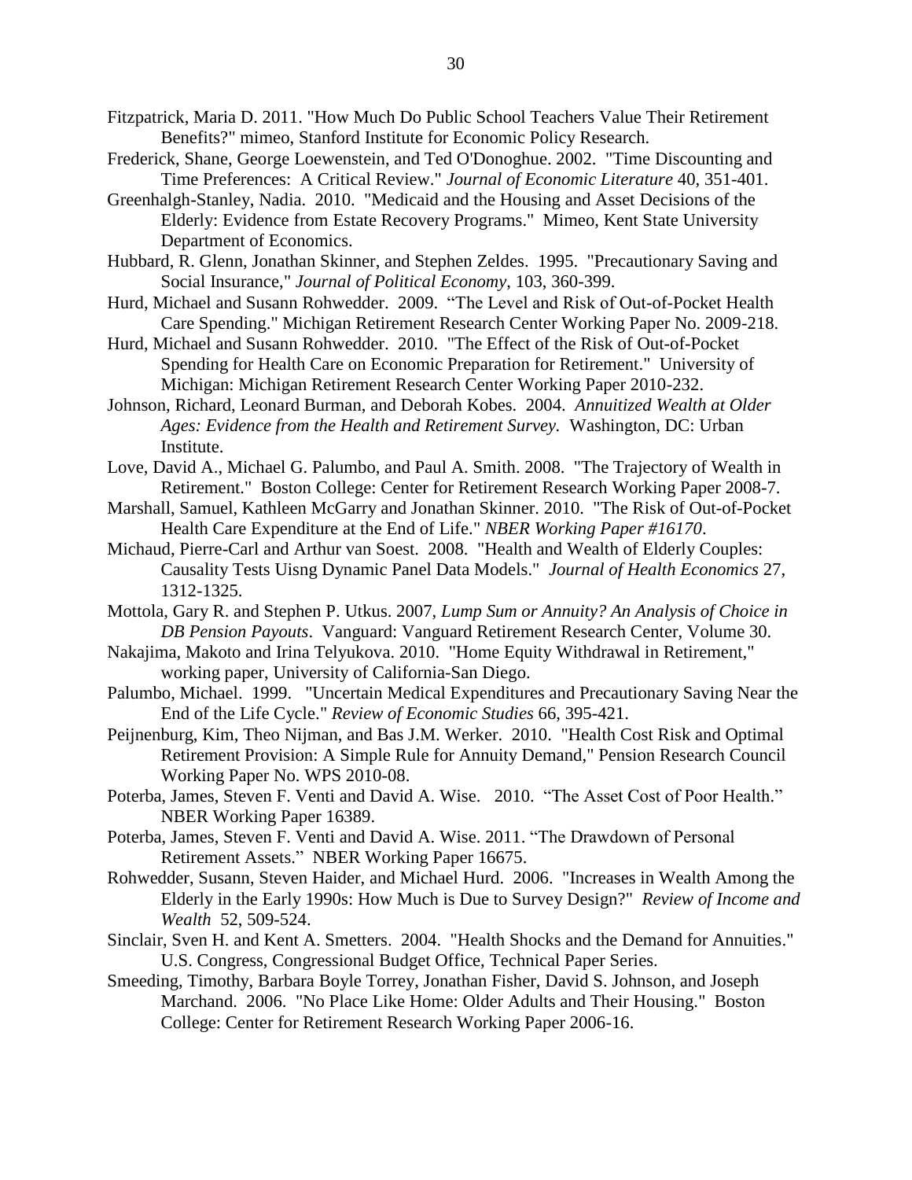Fitzpatrick, Maria D. 2011. "How Much Do Public School Teachers Value Their Retirement Benefits?" mimeo, Stanford Institute for Economic Policy Research.

Frederick, Shane, George Loewenstein, and Ted O'Donoghue. 2002. "Time Discounting and Time Preferences: A Critical Review." *Journal of Economic Literature* 40, 351-401.

Greenhalgh-Stanley, Nadia. 2010. "Medicaid and the Housing and Asset Decisions of the Elderly: Evidence from Estate Recovery Programs." Mimeo, Kent State University Department of Economics.

Hubbard, R. Glenn, Jonathan Skinner, and Stephen Zeldes. 1995. "Precautionary Saving and Social Insurance," *Journal of Political Economy*, 103, 360-399.

Hurd, Michael and Susann Rohwedder. 2009. "The Level and Risk of Out-of-Pocket Health Care Spending." Michigan Retirement Research Center Working Paper No. 2009-218.

Hurd, Michael and Susann Rohwedder. 2010. "The Effect of the Risk of Out-of-Pocket Spending for Health Care on Economic Preparation for Retirement." University of Michigan: Michigan Retirement Research Center Working Paper 2010-232.

Johnson, Richard, Leonard Burman, and Deborah Kobes. 2004. *Annuitized Wealth at Older Ages: Evidence from the Health and Retirement Survey.* Washington, DC: Urban Institute.

Love, David A., Michael G. Palumbo, and Paul A. Smith. 2008. "The Trajectory of Wealth in Retirement." Boston College: Center for Retirement Research Working Paper 2008-7.

Marshall, Samuel, Kathleen McGarry and Jonathan Skinner. 2010. "The Risk of Out-of-Pocket Health Care Expenditure at the End of Life." *NBER Working Paper #16170*.

Michaud, Pierre-Carl and Arthur van Soest. 2008. "Health and Wealth of Elderly Couples: Causality Tests Uisng Dynamic Panel Data Models." *Journal of Health Economics* 27, 1312-1325.

Mottola, Gary R. and Stephen P. Utkus. 2007, *Lump Sum or Annuity? An Analysis of Choice in DB Pension Payouts*. Vanguard: Vanguard Retirement Research Center, Volume 30.

Nakajima, Makoto and Irina Telyukova. 2010. "Home Equity Withdrawal in Retirement," working paper, University of California-San Diego.

Palumbo, Michael. 1999. "Uncertain Medical Expenditures and Precautionary Saving Near the End of the Life Cycle." *Review of Economic Studies* 66, 395-421.

Peijnenburg, Kim, Theo Nijman, and Bas J.M. Werker. 2010. "Health Cost Risk and Optimal Retirement Provision: A Simple Rule for Annuity Demand," Pension Research Council Working Paper No. WPS 2010-08.

Poterba, James, Steven F. Venti and David A. Wise. 2010. "The Asset Cost of Poor Health." NBER Working Paper 16389.

Poterba, James, Steven F. Venti and David A. Wise. 2011. "The Drawdown of Personal Retirement Assets." NBER Working Paper 16675.

Rohwedder, Susann, Steven Haider, and Michael Hurd. 2006. "Increases in Wealth Among the Elderly in the Early 1990s: How Much is Due to Survey Design?" *Review of Income and Wealth* 52, 509-524.

Sinclair, Sven H. and Kent A. Smetters. 2004. "Health Shocks and the Demand for Annuities." U.S. Congress, Congressional Budget Office, Technical Paper Series.

Smeeding, Timothy, Barbara Boyle Torrey, Jonathan Fisher, David S. Johnson, and Joseph Marchand. 2006. "No Place Like Home: Older Adults and Their Housing." Boston College: Center for Retirement Research Working Paper 2006-16.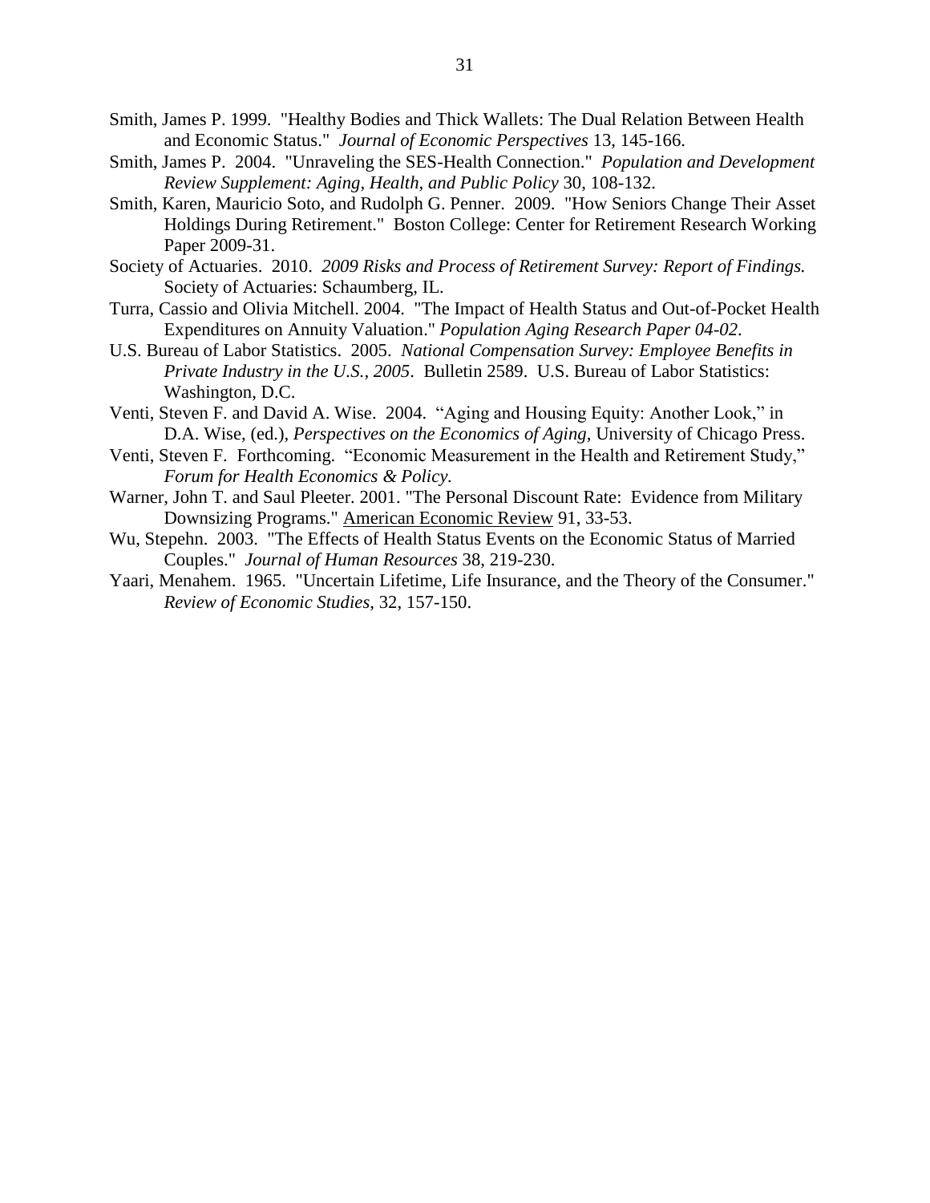Smith, James P. 1999. "Healthy Bodies and Thick Wallets: The Dual Relation Between Health and Economic Status." *Journal of Economic Perspectives* 13, 145-166.

Smith, James P. 2004. "Unraveling the SES-Health Connection." *Population and Development Review Supplement: Aging, Health, and Public Policy* 30, 108-132.

Smith, Karen, Mauricio Soto, and Rudolph G. Penner. 2009. "How Seniors Change Their Asset Holdings During Retirement." Boston College: Center for Retirement Research Working Paper 2009-31.

Society of Actuaries. 2010. *2009 Risks and Process of Retirement Survey: Report of Findings.* Society of Actuaries: Schaumberg, IL.

Turra, Cassio and Olivia Mitchell. 2004. "The Impact of Health Status and Out-of-Pocket Health Expenditures on Annuity Valuation." *Population Aging Research Paper 04-02*.

U.S. Bureau of Labor Statistics. 2005. *National Compensation Survey: Employee Benefits in Private Industry in the U.S., 2005*. Bulletin 2589. U.S. Bureau of Labor Statistics: Washington, D.C.

Venti, Steven F. and David A. Wise. 2004. "Aging and Housing Equity: Another Look," in D.A. Wise, (ed.), *Perspectives on the Economics of Aging*, University of Chicago Press.

Venti, Steven F. Forthcoming. "Economic Measurement in the Health and Retirement Study," *Forum for Health Economics & Policy.*

Warner, John T. and Saul Pleeter. 2001. "The Personal Discount Rate: Evidence from Military Downsizing Programs." American Economic Review 91, 33-53.

Wu, Stepehn. 2003. "The Effects of Health Status Events on the Economic Status of Married Couples." *Journal of Human Resources* 38, 219-230.

Yaari, Menahem. 1965. "Uncertain Lifetime, Life Insurance, and the Theory of the Consumer." *Review of Economic Studies*, 32, 157-150.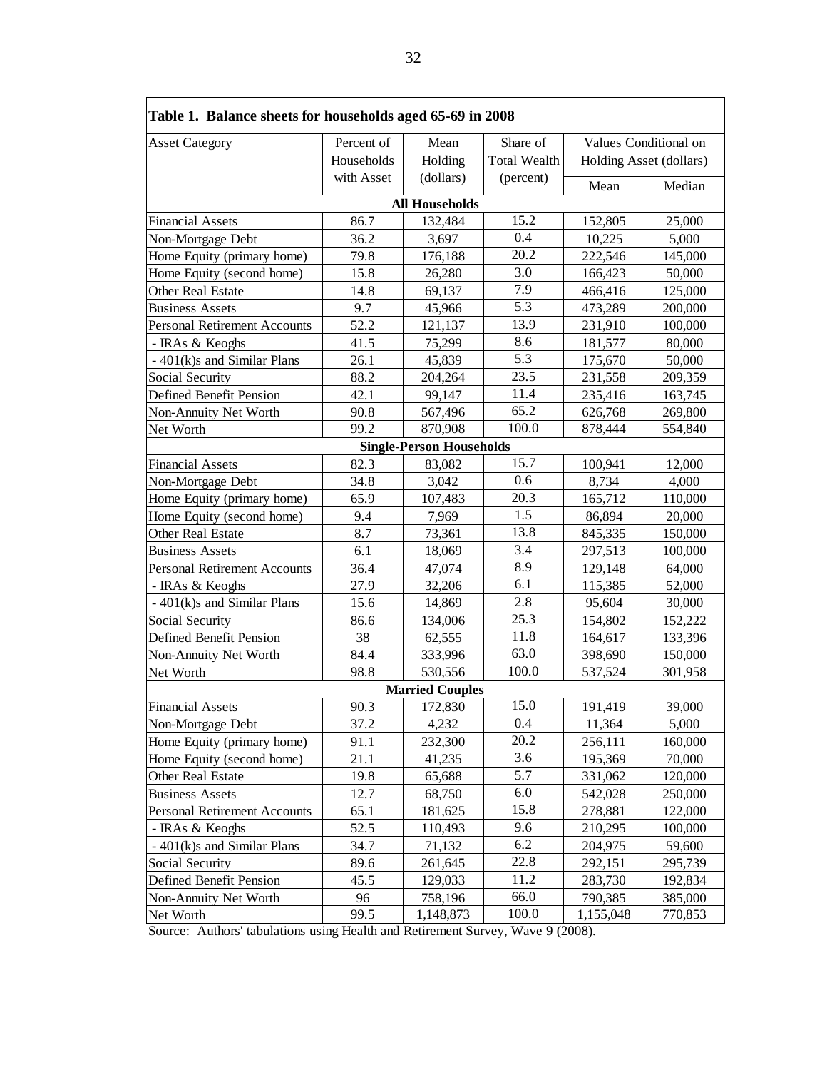**Table 1. Balance sheets for households aged 65-69 in 2008**

| Asset Category | Percent of Households with Asset | Mean Holding (dollars) | Share of Total Wealth (percent) | Values Conditional on Holding Asset (dollars) | |
|---|---|---|---|---|---|
| | | | | Mean | Median |
| **All Households** | | | | | |
| Financial Assets | 86.7 | 132,484 | 15.2 | 152,805 | 25,000 |
| Non-Mortgage Debt | 36.2 | 3,697 | 0.4 | 10,225 | 5,000 |
| Home Equity (primary home) | 79.8 | 176,188 | 20.2 | 222,546 | 145,000 |
| Home Equity (second home) | 15.8 | 26,280 | 3.0 | 166,423 | 50,000 |
| Other Real Estate | 14.8 | 69,137 | 7.9 | 466,416 | 125,000 |
| Business Assets | 9.7 | 45,966 | 5.3 | 473,289 | 200,000 |
| Personal Retirement Accounts | 52.2 | 121,137 | 13.9 | 231,910 | 100,000 |
| - IRAs & Keoghs | 41.5 | 75,299 | 8.6 | 181,577 | 80,000 |
| - 401(k)s and Similar Plans | 26.1 | 45,839 | 5.3 | 175,670 | 50,000 |
| Social Security | 88.2 | 204,264 | 23.5 | 231,558 | 209,359 |
| Defined Benefit Pension | 42.1 | 99,147 | 11.4 | 235,416 | 163,745 |
| Non-Annuity Net Worth | 90.8 | 567,496 | 65.2 | 626,768 | 269,800 |
| Net Worth | 99.2 | 870,908 | 100.0 | 878,444 | 554,840 |
| **Single-Person Households** | | | | | |
| Financial Assets | 82.3 | 83,082 | 15.7 | 100,941 | 12,000 |
| Non-Mortgage Debt | 34.8 | 3,042 | 0.6 | 8,734 | 4,000 |
| Home Equity (primary home) | 65.9 | 107,483 | 20.3 | 165,712 | 110,000 |
| Home Equity (second home) | 9.4 | 7,969 | 1.5 | 86,894 | 20,000 |
| Other Real Estate | 8.7 | 73,361 | 13.8 | 845,335 | 150,000 |
| Business Assets | 6.1 | 18,069 | 3.4 | 297,513 | 100,000 |
| Personal Retirement Accounts | 36.4 | 47,074 | 8.9 | 129,148 | 64,000 |
| - IRAs & Keoghs | 27.9 | 32,206 | 6.1 | 115,385 | 52,000 |
| - 401(k)s and Similar Plans | 15.6 | 14,869 | 2.8 | 95,604 | 30,000 |
| Social Security | 86.6 | 134,006 | 25.3 | 154,802 | 152,222 |
| Defined Benefit Pension | 38 | 62,555 | 11.8 | 164,617 | 133,396 |
| Non-Annuity Net Worth | 84.4 | 333,996 | 63.0 | 398,690 | 150,000 |
| Net Worth | 98.8 | 530,556 | 100.0 | 537,524 | 301,958 |
| **Married Couples** | | | | | |
| Financial Assets | 90.3 | 172,830 | 15.0 | 191,419 | 39,000 |
| Non-Mortgage Debt | 37.2 | 4,232 | 0.4 | 11,364 | 5,000 |
| Home Equity (primary home) | 91.1 | 232,300 | 20.2 | 256,111 | 160,000 |
| Home Equity (second home) | 21.1 | 41,235 | 3.6 | 195,369 | 70,000 |
| Other Real Estate | 19.8 | 65,688 | 5.7 | 331,062 | 120,000 |
| Business Assets | 12.7 | 68,750 | 6.0 | 542,028 | 250,000 |
| Personal Retirement Accounts | 65.1 | 181,625 | 15.8 | 278,881 | 122,000 |
| - IRAs & Keoghs | 52.5 | 110,493 | 9.6 | 210,295 | 100,000 |
| - 401(k)s and Similar Plans | 34.7 | 71,132 | 6.2 | 204,975 | 59,600 |
| Social Security | 89.6 | 261,645 | 22.8 | 292,151 | 295,739 |
| Defined Benefit Pension | 45.5 | 129,033 | 11.2 | 283,730 | 192,834 |
| Non-Annuity Net Worth | 96 | 758,196 | 66.0 | 790,385 | 385,000 |
| Net Worth | 99.5 | 1,148,873 | 100.0 | 1,155,048 | 770,853 |

Source: Authors' tabulations using Health and Retirement Survey, Wave 9 (2008).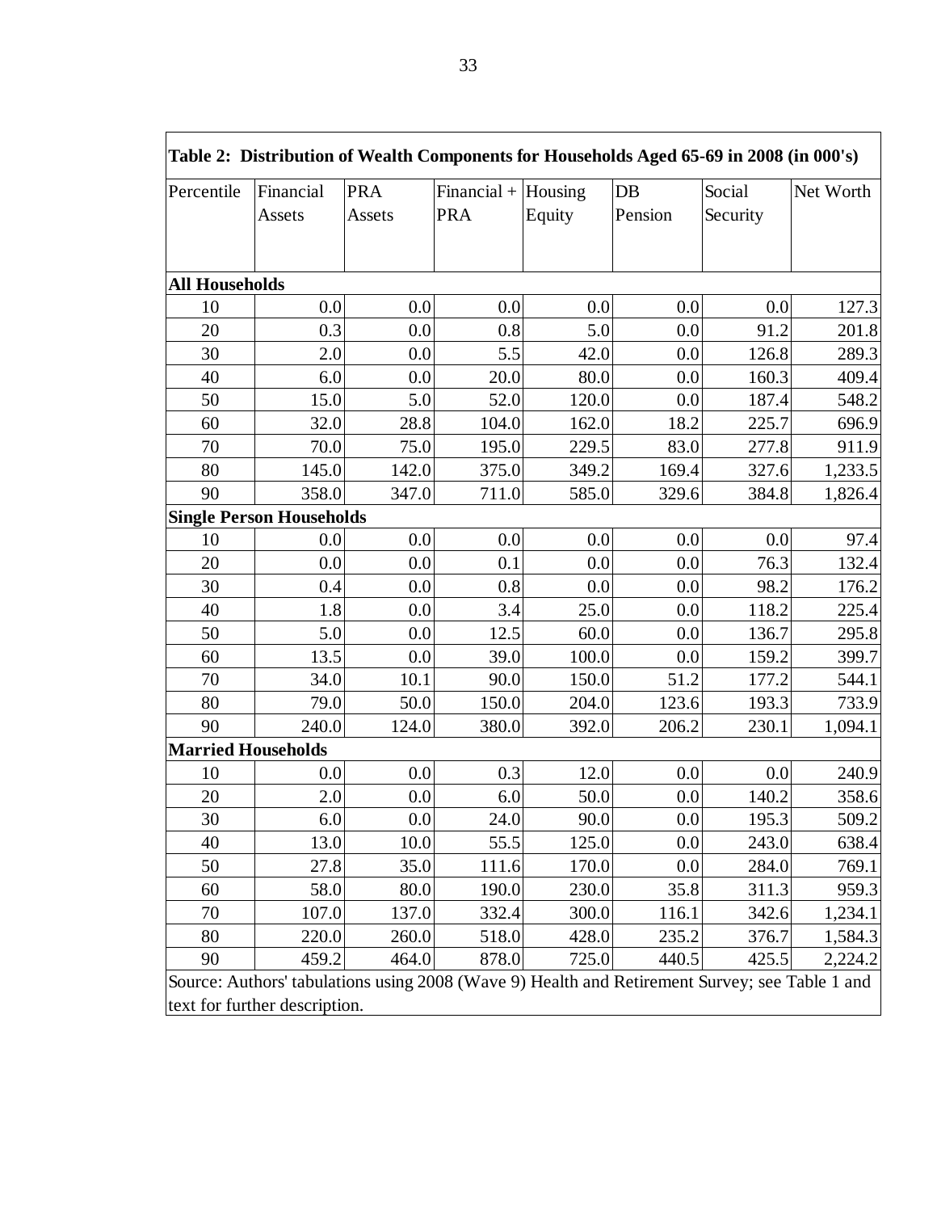**Table 2: Distribution of Wealth Components for Households Aged 65-69 in 2008 (in 000's)**

| Percentile | Financial Assets | PRA Assets | Financial + PRA | Housing Equity | DB Pension | Social Security | Net Worth |
|---|---|---|---|---|---|---|---|
| **All Households** | | | | | | | |
| 10 | 0.0 | 0.0 | 0.0 | 0.0 | 0.0 | 0.0 | 127.3 |
| 20 | 0.3 | 0.0 | 0.8 | 5.0 | 0.0 | 91.2 | 201.8 |
| 30 | 2.0 | 0.0 | 5.5 | 42.0 | 0.0 | 126.8 | 289.3 |
| 40 | 6.0 | 0.0 | 20.0 | 80.0 | 0.0 | 160.3 | 409.4 |
| 50 | 15.0 | 5.0 | 52.0 | 120.0 | 0.0 | 187.4 | 548.2 |
| 60 | 32.0 | 28.8 | 104.0 | 162.0 | 18.2 | 225.7 | 696.9 |
| 70 | 70.0 | 75.0 | 195.0 | 229.5 | 83.0 | 277.8 | 911.9 |
| 80 | 145.0 | 142.0 | 375.0 | 349.2 | 169.4 | 327.6 | 1,233.5 |
| 90 | 358.0 | 347.0 | 711.0 | 585.0 | 329.6 | 384.8 | 1,826.4 |
| **Single Person Households** | | | | | | | |
| 10 | 0.0 | 0.0 | 0.0 | 0.0 | 0.0 | 0.0 | 97.4 |
| 20 | 0.0 | 0.0 | 0.1 | 0.0 | 0.0 | 76.3 | 132.4 |
| 30 | 0.4 | 0.0 | 0.8 | 0.0 | 0.0 | 98.2 | 176.2 |
| 40 | 1.8 | 0.0 | 3.4 | 25.0 | 0.0 | 118.2 | 225.4 |
| 50 | 5.0 | 0.0 | 12.5 | 60.0 | 0.0 | 136.7 | 295.8 |
| 60 | 13.5 | 0.0 | 39.0 | 100.0 | 0.0 | 159.2 | 399.7 |
| 70 | 34.0 | 10.1 | 90.0 | 150.0 | 51.2 | 177.2 | 544.1 |
| 80 | 79.0 | 50.0 | 150.0 | 204.0 | 123.6 | 193.3 | 733.9 |
| 90 | 240.0 | 124.0 | 380.0 | 392.0 | 206.2 | 230.1 | 1,094.1 |
| **Married Households** | | | | | | | |
| 10 | 0.0 | 0.0 | 0.3 | 12.0 | 0.0 | 0.0 | 240.9 |
| 20 | 2.0 | 0.0 | 6.0 | 50.0 | 0.0 | 140.2 | 358.6 |
| 30 | 6.0 | 0.0 | 24.0 | 90.0 | 0.0 | 195.3 | 509.2 |
| 40 | 13.0 | 10.0 | 55.5 | 125.0 | 0.0 | 243.0 | 638.4 |
| 50 | 27.8 | 35.0 | 111.6 | 170.0 | 0.0 | 284.0 | 769.1 |
| 60 | 58.0 | 80.0 | 190.0 | 230.0 | 35.8 | 311.3 | 959.3 |
| 70 | 107.0 | 137.0 | 332.4 | 300.0 | 116.1 | 342.6 | 1,234.1 |
| 80 | 220.0 | 260.0 | 518.0 | 428.0 | 235.2 | 376.7 | 1,584.3 |
| 90 | 459.2 | 464.0 | 878.0 | 725.0 | 440.5 | 425.5 | 2,224.2 |

Source: Authors' tabulations using 2008 (Wave 9) Health and Retirement Survey; see Table 1 and text for further description.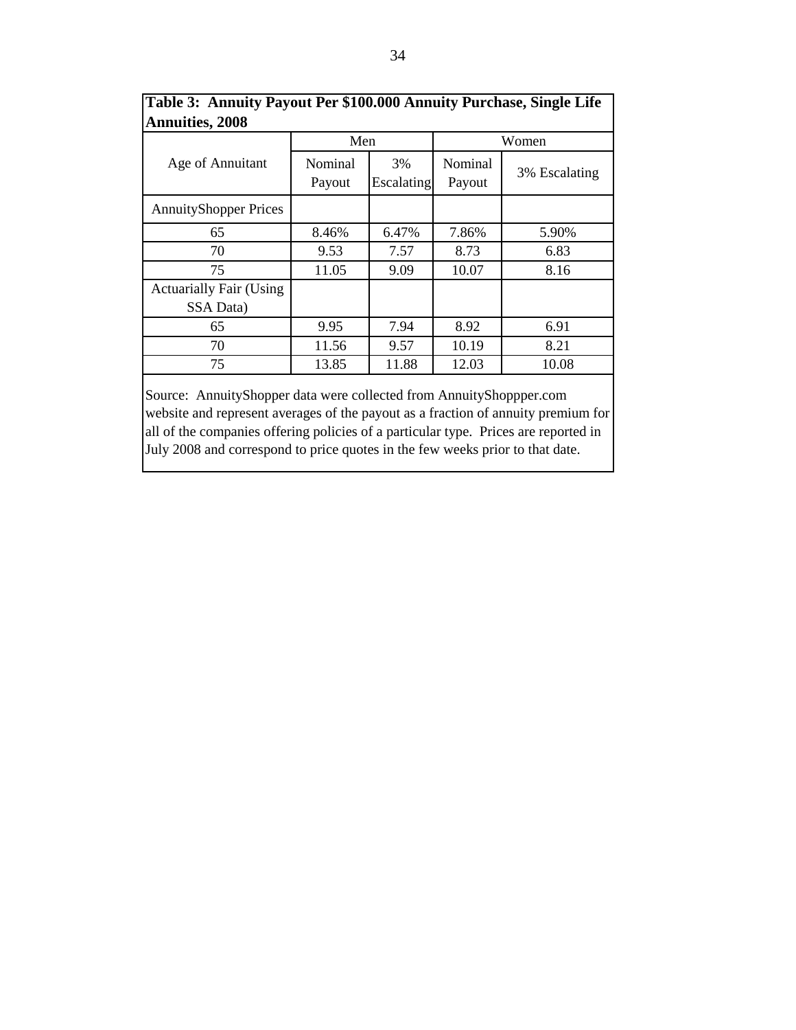**Table 3: Annuity Payout Per $100.000 Annuity Purchase, Single Life Annuities, 2008**

| Age of Annuitant | Men | | Women | |
|---|---|---|---|---|
| | Nominal Payout | 3% Escalating | Nominal Payout | 3% Escalating |
| AnnuityShopper Prices | | | | |
| 65 | 8.46% | 6.47% | 7.86% | 5.90% |
| 70 | 9.53 | 7.57 | 8.73 | 6.83 |
| 75 | 11.05 | 9.09 | 10.07 | 8.16 |
| Actuarially Fair (Using SSA Data) | | | | |
| 65 | 9.95 | 7.94 | 8.92 | 6.91 |
| 70 | 11.56 | 9.57 | 10.19 | 8.21 |
| 75 | 13.85 | 11.88 | 12.03 | 10.08 |

Source: AnnuityShopper data were collected from AnnuityShoppper.com website and represent averages of the payout as a fraction of annuity premium for all of the companies offering policies of a particular type. Prices are reported in July 2008 and correspond to price quotes in the few weeks prior to that date.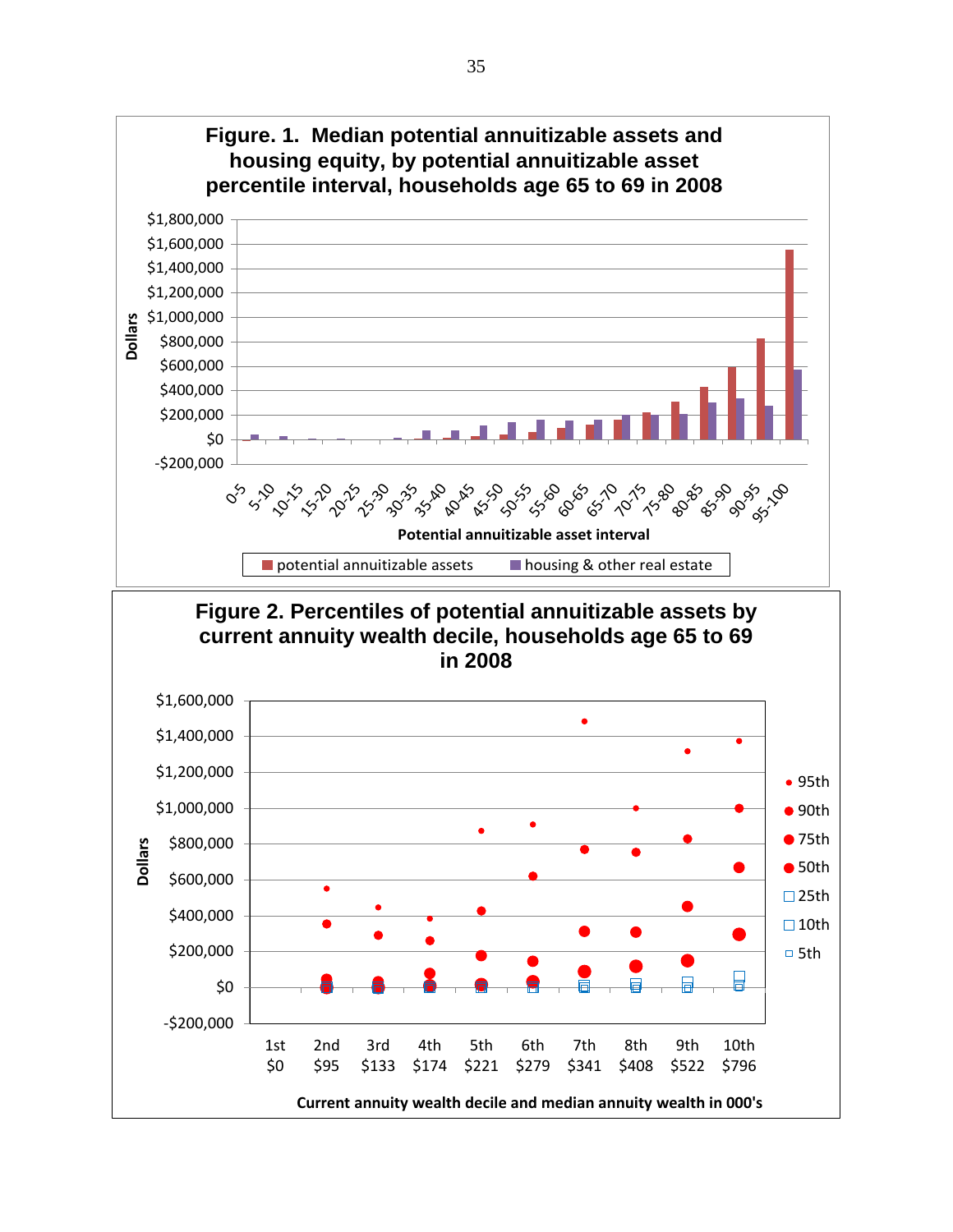**Figure. 1. Median potential annuitizable assets and housing equity, by potential annuitizable asset percentile interval, households age 65 to 69 in 2008**

Dollars: $1,800,000; $1,600,000; $1,400,000; $1,200,000; $1,000,000; $800,000; $600,000; $400,000; $200,000; $0; -$200,000

Potential annuitizable asset interval: 0-5, 5-10, 10-15, 15-20, 20-25, 25-30, 30-35, 35-40, 40-45, 45-50, 50-55, 55-60, 60-65, 65-70, 70-75, 75-80, 80-85, 85-90, 90-95, 95-100

Legend: potential annuitizable assets; housing & other real estate

**Figure 2. Percentiles of potential annuitizable assets by current annuity wealth decile, households age 65 to 69 in 2008**

Dollars: $1,600,000; $1,400,000; $1,200,000; $1,000,000; $800,000; $600,000; $400,000; $200,000; $0; -$200,000

Legend: 95th; 90th; 75th; 50th; 25th; 10th; 5th

| 1st | 2nd | 3rd | 4th | 5th | 6th | 7th | 8th | 9th | 10th |
|---|---|---|---|---|---|---|---|---|---|
| $0 | $95 | $133 | $174 | $221 | $279 | $341 | $408 | $522 | $796 |

Current annuity wealth decile and median annuity wealth in 000's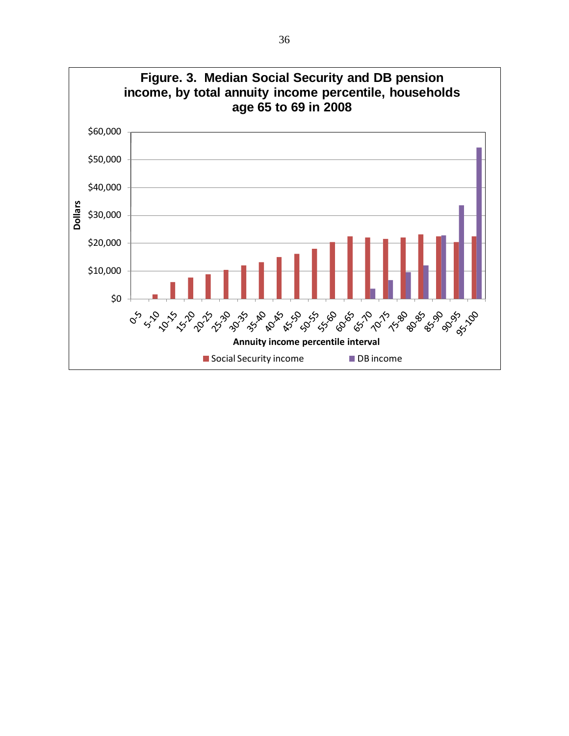**Figure. 3. Median Social Security and DB pension income, by total annuity income percentile, households age 65 to 69 in 2008**

Dollars

$60,000
$50,000
$40,000
$30,000
$20,000
$10,000
$0

0-5, 5-10, 10-15, 15-20, 20-25, 25-30, 30-35, 35-40, 40-45, 45-50, 50-55, 55-60, 60-65, 65-70, 70-75, 75-80, 80-85, 85-90, 90-95, 95-100

Annuity income percentile interval

Social Security income    DB income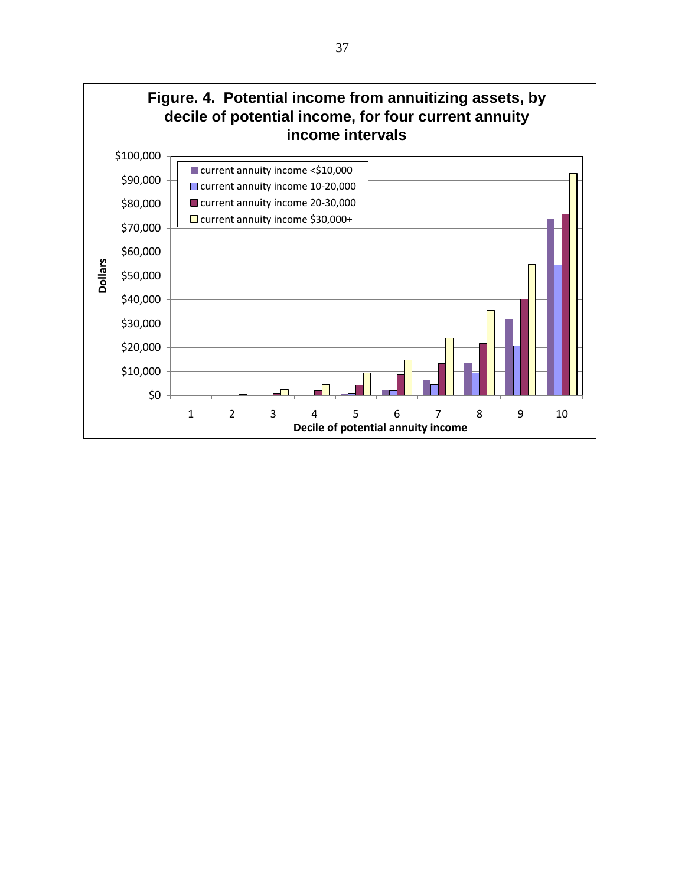**Figure. 4. Potential income from annuitizing assets, by decile of potential income, for four current annuity income intervals**

- current annuity income <$10,000
- current annuity income 10-20,000
- current annuity income 20-30,000
- current annuity income $30,000+

Dollars: $0, $10,000, $20,000, $30,000, $40,000, $50,000, $60,000, $70,000, $80,000, $90,000, $100,000

Decile of potential annuity income: 1, 2, 3, 4, 5, 6, 7, 8, 9, 10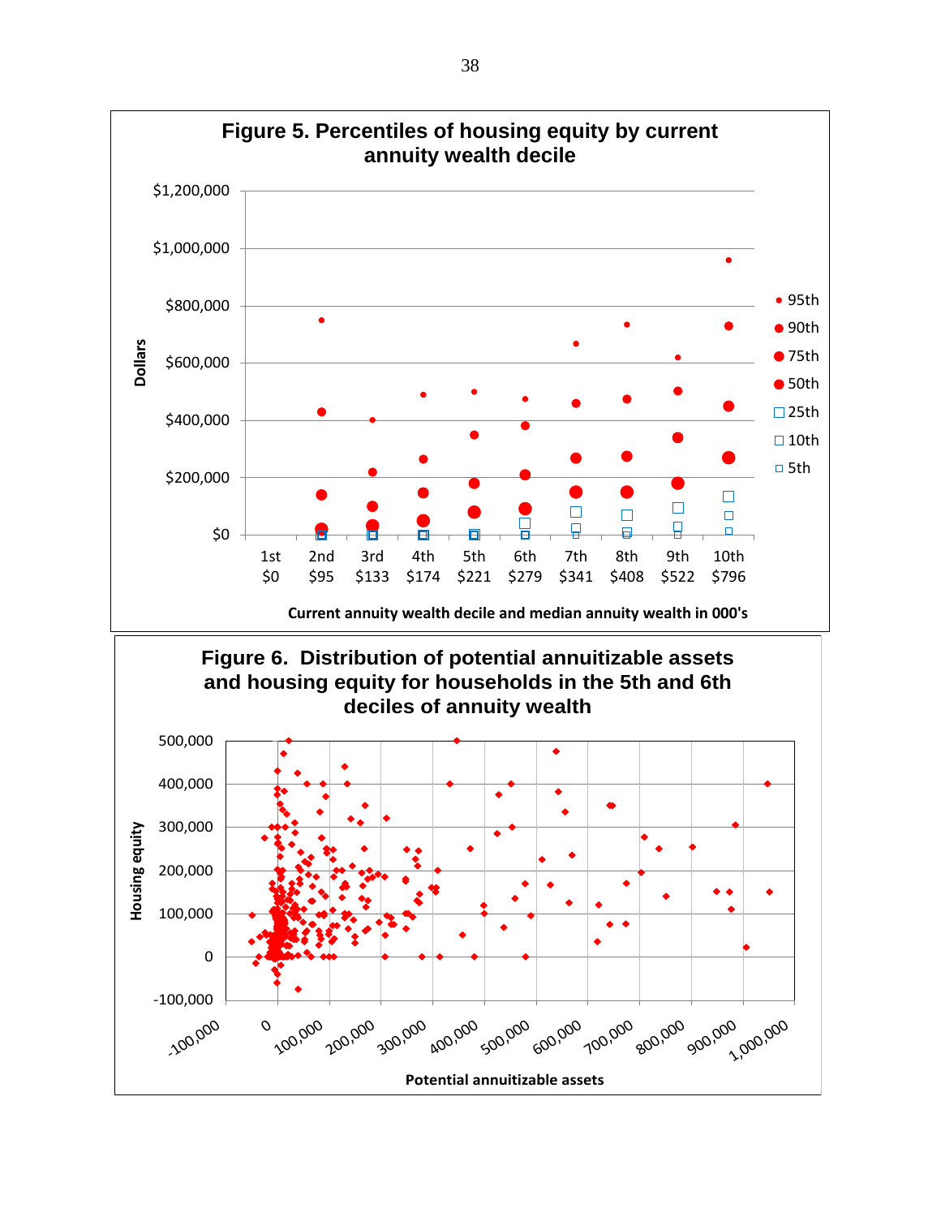**Figure 5. Percentiles of housing equity by current annuity wealth decile**

Dollars

$1,200,000
$1,000,000
$800,000
$600,000
$400,000
$200,000
$0

- 95th
- 90th
- 75th
- 50th
- 25th
- 10th
- 5th

| 1st | 2nd | 3rd | 4th | 5th | 6th | 7th | 8th | 9th | 10th |
|---|---|---|---|---|---|---|---|---|---|
| $0 | $95 | $133 | $174 | $221 | $279 | $341 | $408 | $522 | $796 |

Current annuity wealth decile and median annuity wealth in 000's

**Figure 6. Distribution of potential annuitizable assets and housing equity for households in the 5th and 6th deciles of annuity wealth**

Housing equity

500,000
400,000
300,000
200,000
100,000
0
-100,000

-100,000 0 100,000 200,000 300,000 400,000 500,000 600,000 700,000 800,000 900,000 1,000,000

Potential annuitizable assets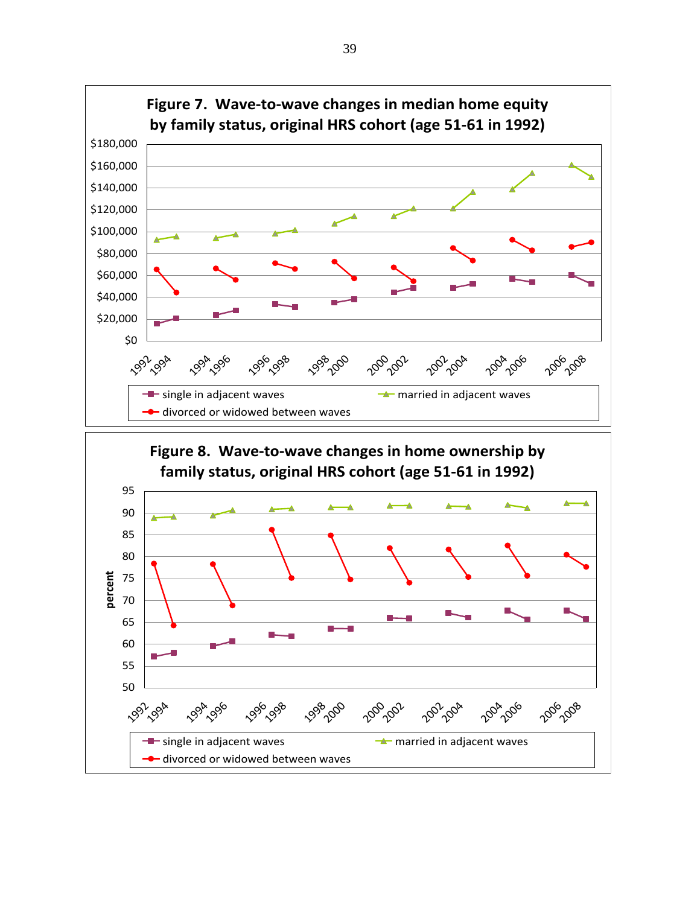**Figure 7. Wave-to-wave changes in median home equity by family status, original HRS cohort (age 51-61 in 1992)**

**Figure 8. Wave-to-wave changes in home ownership by family status, original HRS cohort (age 51-61 in 1992)**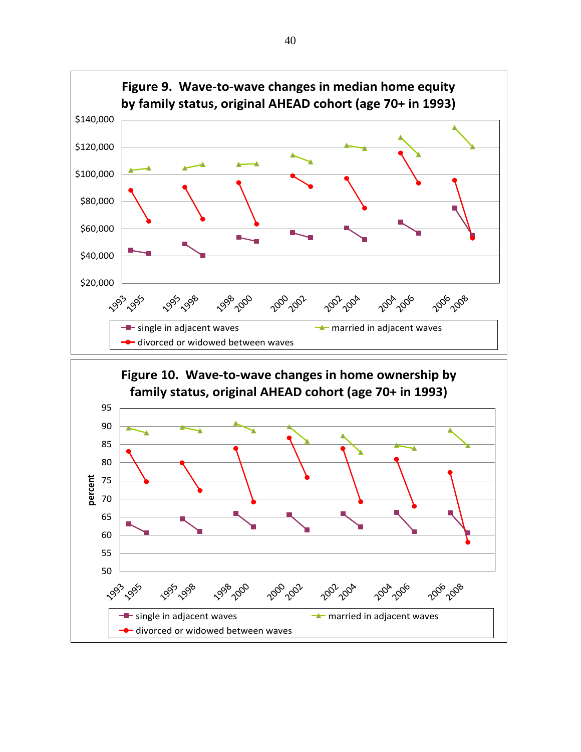## Figure 9. Wave-to-wave changes in median home equity by family status, original AHEAD cohort (age 70+ in 1993)

## Figure 10. Wave-to-wave changes in home ownership by family status, original AHEAD cohort (age 70+ in 1993)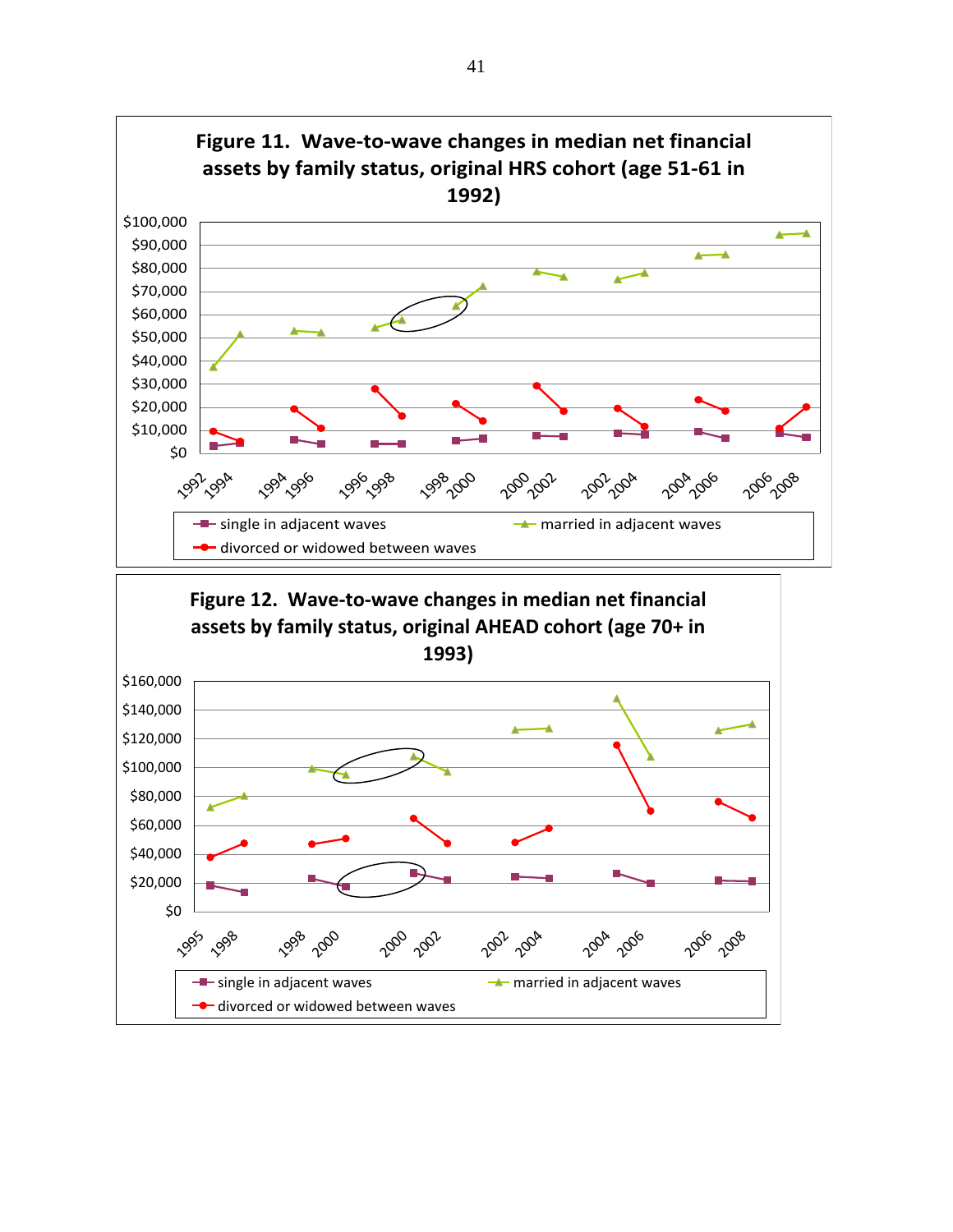**Figure 11. Wave-to-wave changes in median net financial assets by family status, original HRS cohort (age 51-61 in 1992)**

$100,000
$90,000
$80,000
$70,000
$60,000
$50,000
$40,000
$30,000
$20,000
$10,000
$0

1992 1994 1994 1996 1996 1998 1998 2000 2000 2002 2002 2004 2004 2006 2006 2008

single in adjacent waves — married in adjacent waves — divorced or widowed between waves

**Figure 12. Wave-to-wave changes in median net financial assets by family status, original AHEAD cohort (age 70+ in 1993)**

$160,000
$140,000
$120,000
$100,000
$80,000
$60,000
$40,000
$20,000
$0

1995 1998 1998 2000 2000 2002 2002 2004 2004 2006 2006 2008

single in adjacent waves — married in adjacent waves — divorced or widowed between waves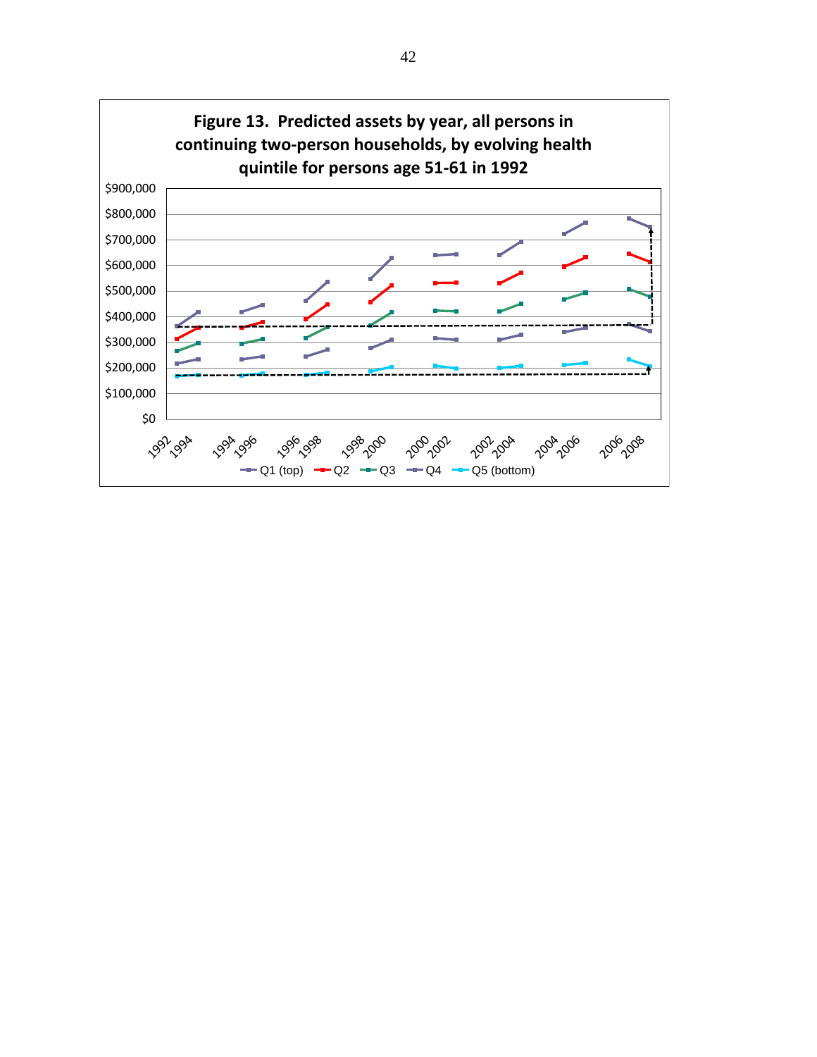**Figure 13. Predicted assets by year, all persons in continuing two-person households, by evolving health quintile for persons age 51-61 in 1992**

$900,000
$800,000
$700,000
$600,000
$500,000
$400,000
$300,000
$200,000
$100,000
$0

1992 1994 1994 1996 1996 1998 1998 2000 2000 2002 2002 2004 2004 2006 2006 2008

Q1 (top) Q2 Q3 Q4 Q5 (bottom)